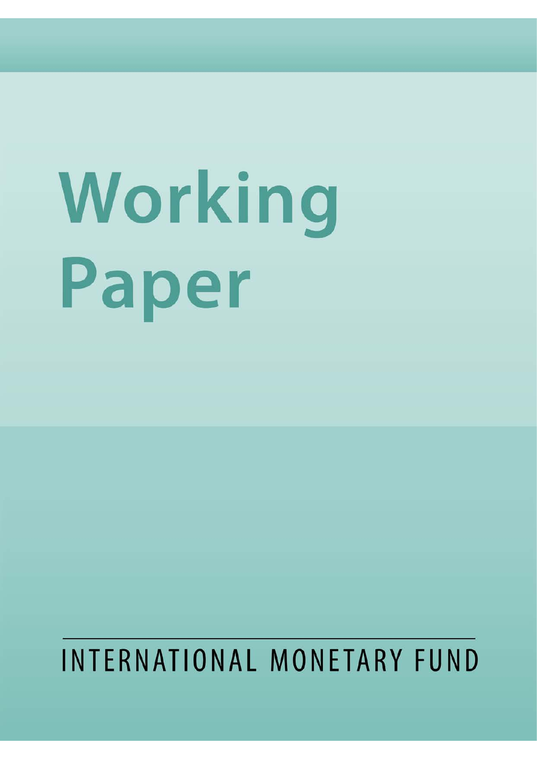# Working Paper

INTERNATIONAL MONETARY FUND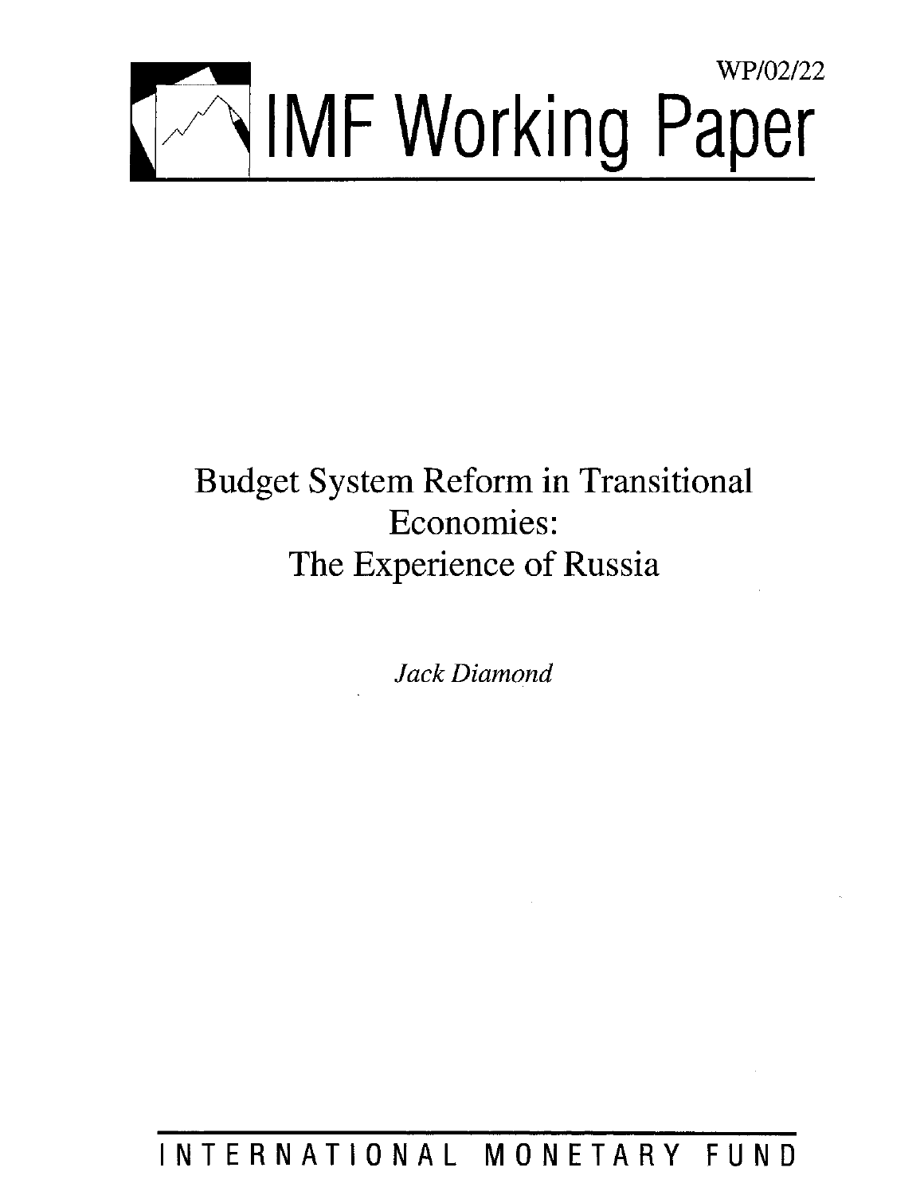WP/02/22

# IMF Working Paper

# Budget System Reform in Transitional Economies: The Experience of Russia

*Jack Diamond*

INTERNATIONAL MONETARY FUND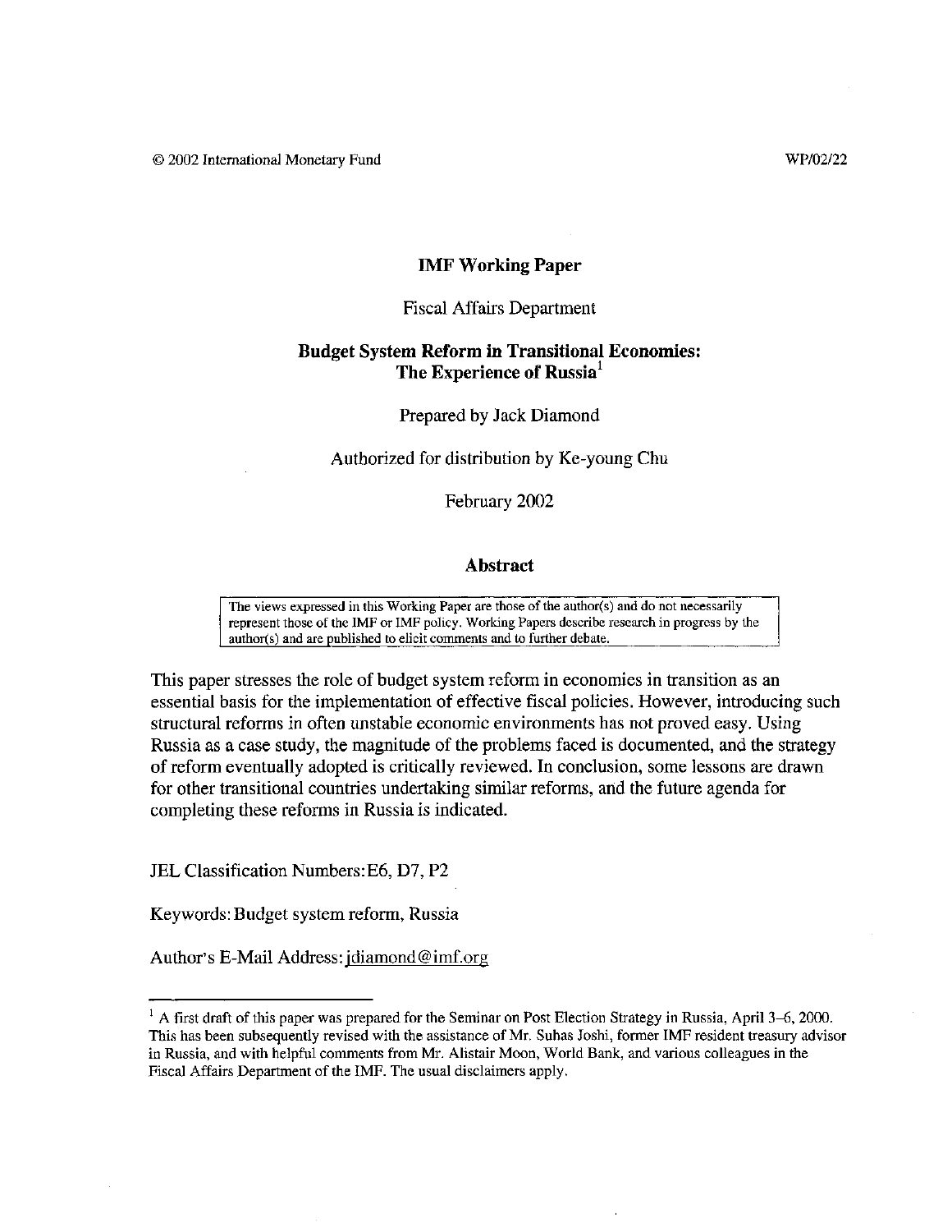© 2002 International Monetary Fund WP/02/22

**IMF Working Paper**

Fiscal Affairs Department

# Budget System Reform in Transitional Economies: The Experience of Russia[1]

Prepared by Jack Diamond

Authorized for distribution by Ke-young Chu

February 2002

## Abstract

> The views expressed in this Working Paper are those of the author(s) and do not necessarily represent those of the IMF or IMF policy. Working Papers describe research in progress by the author(s) and are published to elicit comments and to further debate.

This paper stresses the role of budget system reform in economies in transition as an essential basis for the implementation of effective fiscal policies. However, introducing such structural reforms in often unstable economic environments has not proved easy. Using Russia as a case study, the magnitude of the problems faced is documented, and the strategy of reform eventually adopted is critically reviewed. In conclusion, some lessons are drawn for other transitional countries undertaking similar reforms, and the future agenda for completing these reforms in Russia is indicated.

JEL Classification Numbers: E6, D7, P2

Keywords: Budget system reform, Russia

Author's E-Mail Address: jdiamond@imf.org

---

[1] A first draft of this paper was prepared for the Seminar on Post Election Strategy in Russia, April 3–6, 2000. This has been subsequently revised with the assistance of Mr. Suhas Joshi, former IMF resident treasury advisor in Russia, and with helpful comments from Mr. Alistair Moon, World Bank, and various colleagues in the Fiscal Affairs Department of the IMF. The usual disclaimers apply.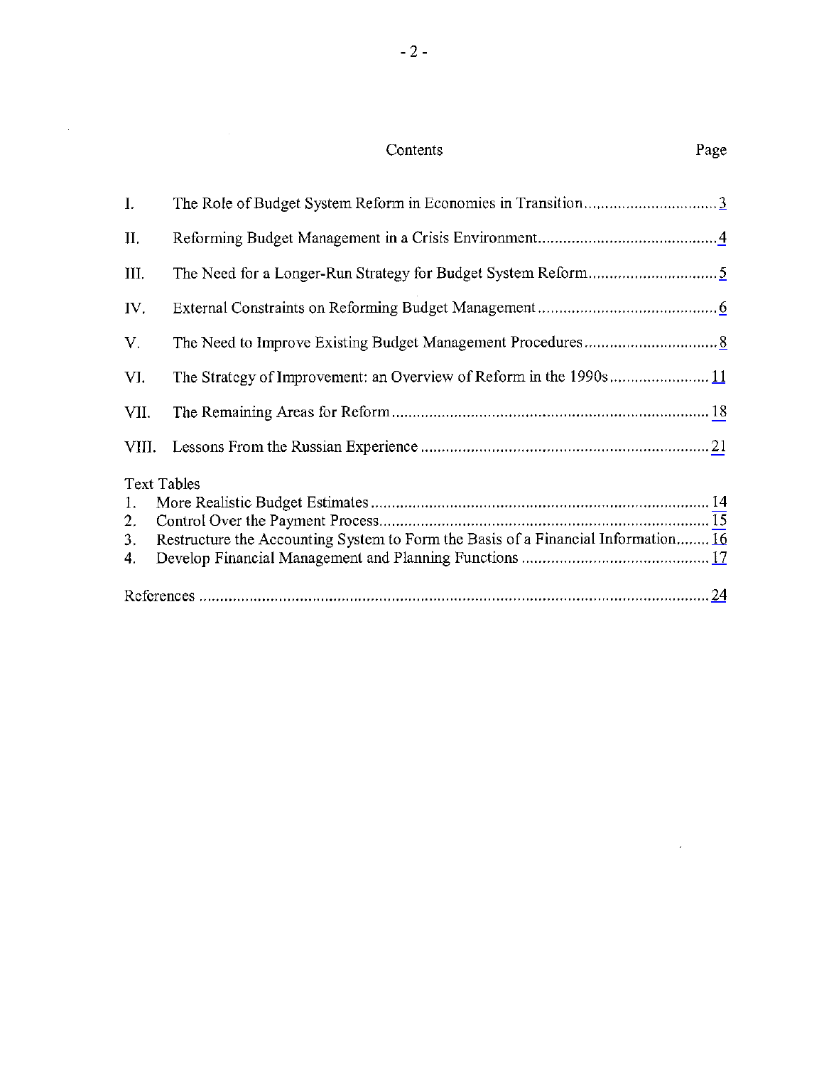# Contents

| | | Page |
|---|---|---|
| I. | The Role of Budget System Reform in Economies in Transition | 3 |
| II. | Reforming Budget Management in a Crisis Environment | 4 |
| III. | The Need for a Longer-Run Strategy for Budget System Reform | 5 |
| IV. | External Constraints on Reforming Budget Management | 6 |
| V. | The Need to Improve Existing Budget Management Procedures | 8 |
| VI. | The Strategy of Improvement: an Overview of Reform in the 1990s | 11 |
| VII. | The Remaining Areas for Reform | 18 |
| VIII. | Lessons From the Russian Experience | 21 |

Text Tables

| | | |
|---|---|---|
| 1. | More Realistic Budget Estimates | 14 |
| 2. | Control Over the Payment Process | 15 |
| 3. | Restructure the Accounting System to Form the Basis of a Financial Information | 16 |
| 4. | Develop Financial Management and Planning Functions | 17 |

References ........ 24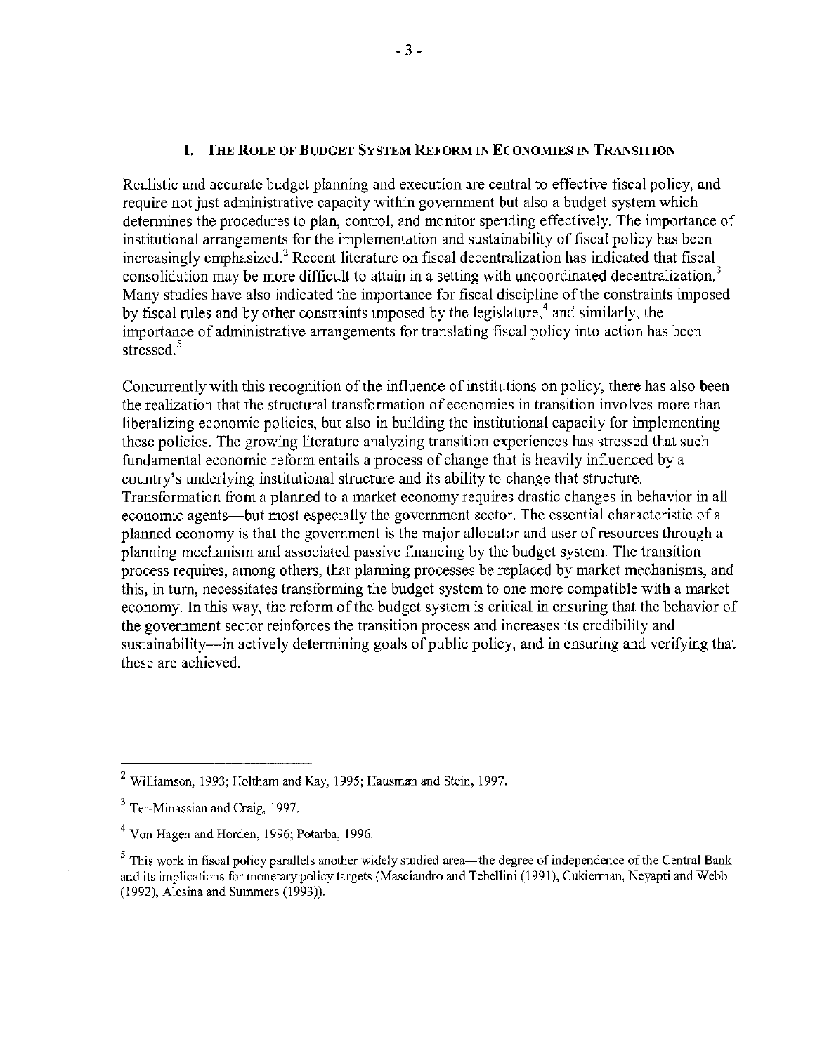## I. The Role of Budget System Reform in Economies in Transition

Realistic and accurate budget planning and execution are central to effective fiscal policy, and require not just administrative capacity within government but also a budget system which determines the procedures to plan, control, and monitor spending effectively. The importance of institutional arrangements for the implementation and sustainability of fiscal policy has been increasingly emphasized.[2] Recent literature on fiscal decentralization has indicated that fiscal consolidation may be more difficult to attain in a setting with uncoordinated decentralization.[3] Many studies have also indicated the importance for fiscal discipline of the constraints imposed by fiscal rules and by other constraints imposed by the legislature,[4] and similarly, the importance of administrative arrangements for translating fiscal policy into action has been stressed.[5]

Concurrently with this recognition of the influence of institutions on policy, there has also been the realization that the structural transformation of economies in transition involves more than liberalizing economic policies, but also in building the institutional capacity for implementing these policies. The growing literature analyzing transition experiences has stressed that such fundamental economic reform entails a process of change that is heavily influenced by a country's underlying institutional structure and its ability to change that structure. Transformation from a planned to a market economy requires drastic changes in behavior in all economic agents—but most especially the government sector. The essential characteristic of a planned economy is that the government is the major allocator and user of resources through a planning mechanism and associated passive financing by the budget system. The transition process requires, among others, that planning processes be replaced by market mechanisms, and this, in turn, necessitates transforming the budget system to one more compatible with a market economy. In this way, the reform of the budget system is critical in ensuring that the behavior of the government sector reinforces the transition process and increases its credibility and sustainability—in actively determining goals of public policy, and in ensuring and verifying that these are achieved.

---

[2] Williamson, 1993; Holtham and Kay, 1995; Hausman and Stein, 1997.

[3] Ter-Minassian and Craig, 1997.

[4] Von Hagen and Horden, 1996; Potarba, 1996.

[5] This work in fiscal policy parallels another widely studied area—the degree of independence of the Central Bank and its implications for monetary policy targets (Masciandro and Tebellini (1991), Cukierman, Neyapti and Webb (1992), Alesina and Summers (1993)).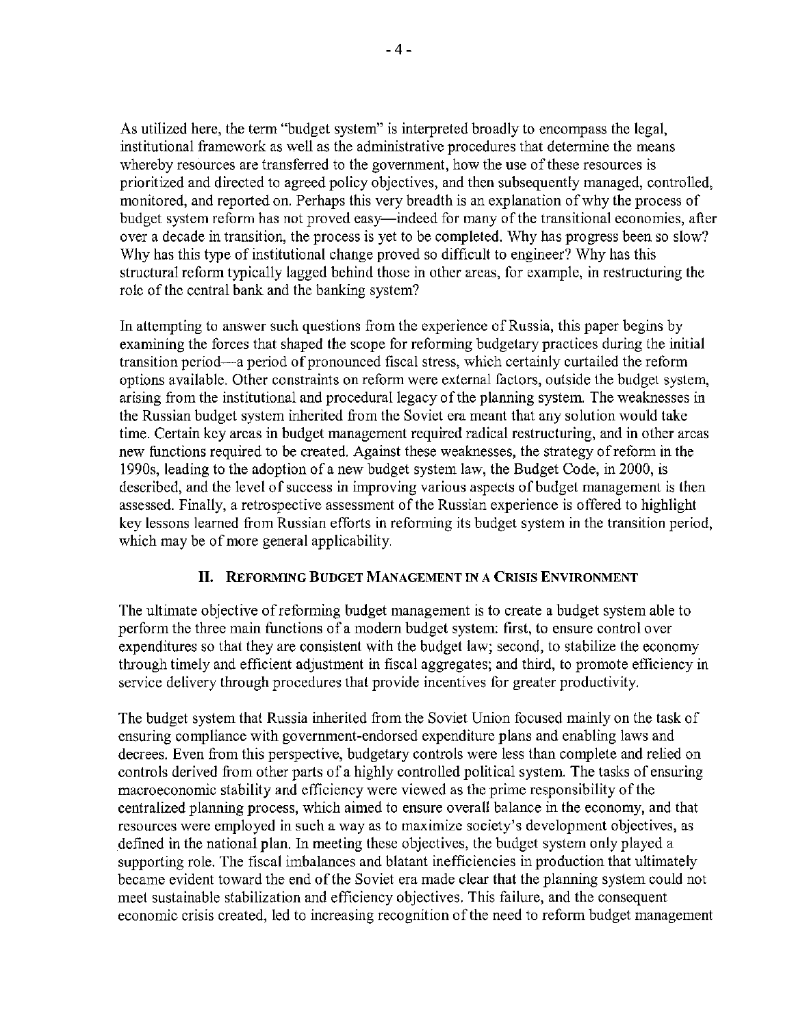As utilized here, the term "budget system" is interpreted broadly to encompass the legal, institutional framework as well as the administrative procedures that determine the means whereby resources are transferred to the government, how the use of these resources is prioritized and directed to agreed policy objectives, and then subsequently managed, controlled, monitored, and reported on. Perhaps this very breadth is an explanation of why the process of budget system reform has not proved easy—indeed for many of the transitional economies, after over a decade in transition, the process is yet to be completed. Why has progress been so slow? Why has this type of institutional change proved so difficult to engineer? Why has this structural reform typically lagged behind those in other areas, for example, in restructuring the role of the central bank and the banking system?

In attempting to answer such questions from the experience of Russia, this paper begins by examining the forces that shaped the scope for reforming budgetary practices during the initial transition period—a period of pronounced fiscal stress, which certainly curtailed the reform options available. Other constraints on reform were external factors, outside the budget system, arising from the institutional and procedural legacy of the planning system. The weaknesses in the Russian budget system inherited from the Soviet era meant that any solution would take time. Certain key areas in budget management required radical restructuring, and in other areas new functions required to be created. Against these weaknesses, the strategy of reform in the 1990s, leading to the adoption of a new budget system law, the Budget Code, in 2000, is described, and the level of success in improving various aspects of budget management is then assessed. Finally, a retrospective assessment of the Russian experience is offered to highlight key lessons learned from Russian efforts in reforming its budget system in the transition period, which may be of more general applicability.

## II. Reforming Budget Management in a Crisis Environment

The ultimate objective of reforming budget management is to create a budget system able to perform the three main functions of a modern budget system: first, to ensure control over expenditures so that they are consistent with the budget law; second, to stabilize the economy through timely and efficient adjustment in fiscal aggregates; and third, to promote efficiency in service delivery through procedures that provide incentives for greater productivity.

The budget system that Russia inherited from the Soviet Union focused mainly on the task of ensuring compliance with government-endorsed expenditure plans and enabling laws and decrees. Even from this perspective, budgetary controls were less than complete and relied on controls derived from other parts of a highly controlled political system. The tasks of ensuring macroeconomic stability and efficiency were viewed as the prime responsibility of the centralized planning process, which aimed to ensure overall balance in the economy, and that resources were employed in such a way as to maximize society's development objectives, as defined in the national plan. In meeting these objectives, the budget system only played a supporting role. The fiscal imbalances and blatant inefficiencies in production that ultimately became evident toward the end of the Soviet era made clear that the planning system could not meet sustainable stabilization and efficiency objectives. This failure, and the consequent economic crisis created, led to increasing recognition of the need to reform budget management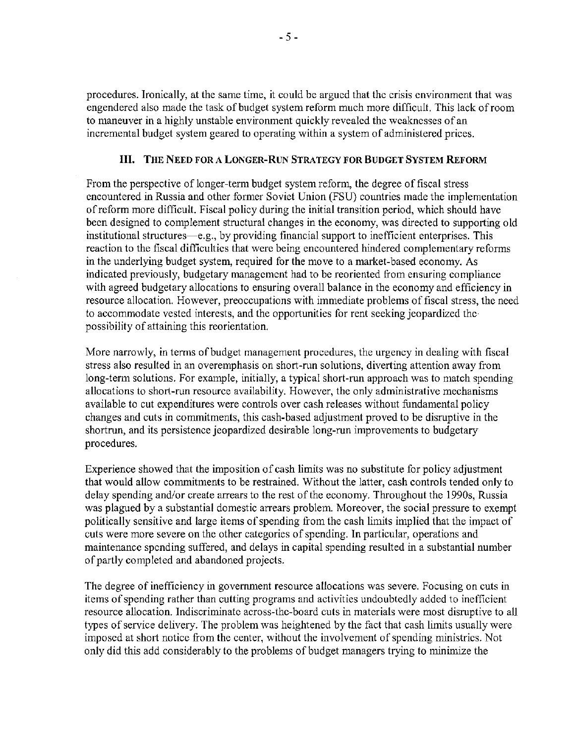procedures. Ironically, at the same time, it could be argued that the crisis environment that was engendered also made the task of budget system reform much more difficult. This lack of room to maneuver in a highly unstable environment quickly revealed the weaknesses of an incremental budget system geared to operating within a system of administered prices.

## III. The Need for a Longer-Run Strategy for Budget System Reform

From the perspective of longer-term budget system reform, the degree of fiscal stress encountered in Russia and other former Soviet Union (FSU) countries made the implementation of reform more difficult. Fiscal policy during the initial transition period, which should have been designed to complement structural changes in the economy, was directed to supporting old institutional structures—e.g., by providing financial support to inefficient enterprises. This reaction to the fiscal difficulties that were being encountered hindered complementary reforms in the underlying budget system, required for the move to a market-based economy. As indicated previously, budgetary management had to be reoriented from ensuring compliance with agreed budgetary allocations to ensuring overall balance in the economy and efficiency in resource allocation. However, preoccupations with immediate problems of fiscal stress, the need to accommodate vested interests, and the opportunities for rent seeking jeopardized the possibility of attaining this reorientation.

More narrowly, in terms of budget management procedures, the urgency in dealing with fiscal stress also resulted in an overemphasis on short-run solutions, diverting attention away from long-term solutions. For example, initially, a typical short-run approach was to match spending allocations to short-run resource availability. However, the only administrative mechanisms available to cut expenditures were controls over cash releases without fundamental policy changes and cuts in commitments, this cash-based adjustment proved to be disruptive in the shortrun, and its persistence jeopardized desirable long-run improvements to budgetary procedures.

Experience showed that the imposition of cash limits was no substitute for policy adjustment that would allow commitments to be restrained. Without the latter, cash controls tended only to delay spending and/or create arrears to the rest of the economy. Throughout the 1990s, Russia was plagued by a substantial domestic arrears problem. Moreover, the social pressure to exempt politically sensitive and large items of spending from the cash limits implied that the impact of cuts were more severe on the other categories of spending. In particular, operations and maintenance spending suffered, and delays in capital spending resulted in a substantial number of partly completed and abandoned projects.

The degree of inefficiency in government resource allocations was severe. Focusing on cuts in items of spending rather than cutting programs and activities undoubtedly added to inefficient resource allocation. Indiscriminate across-the-board cuts in materials were most disruptive to all types of service delivery. The problem was heightened by the fact that cash limits usually were imposed at short notice from the center, without the involvement of spending ministries. Not only did this add considerably to the problems of budget managers trying to minimize the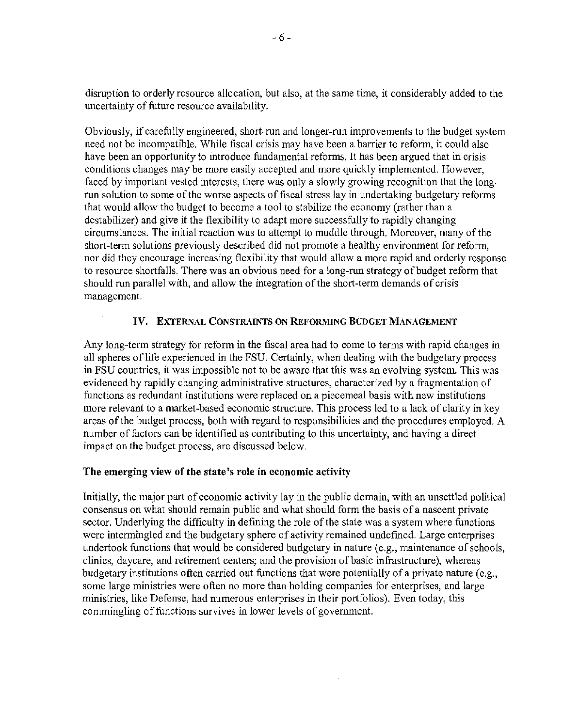disruption to orderly resource allocation, but also, at the same time, it considerably added to the uncertainty of future resource availability.

Obviously, if carefully engineered, short-run and longer-run improvements to the budget system need not be incompatible. While fiscal crisis may have been a barrier to reform, it could also have been an opportunity to introduce fundamental reforms. It has been argued that in crisis conditions changes may be more easily accepted and more quickly implemented. However, faced by important vested interests, there was only a slowly growing recognition that the long-run solution to some of the worse aspects of fiscal stress lay in undertaking budgetary reforms that would allow the budget to become a tool to stabilize the economy (rather than a destabilizer) and give it the flexibility to adapt more successfully to rapidly changing circumstances. The initial reaction was to attempt to muddle through. Moreover, many of the short-term solutions previously described did not promote a healthy environment for reform, nor did they encourage increasing flexibility that would allow a more rapid and orderly response to resource shortfalls. There was an obvious need for a long-run strategy of budget reform that should run parallel with, and allow the integration of the short-term demands of crisis management.

## IV. External Constraints on Reforming Budget Management

Any long-term strategy for reform in the fiscal area had to come to terms with rapid changes in all spheres of life experienced in the FSU. Certainly, when dealing with the budgetary process in FSU countries, it was impossible not to be aware that this was an evolving system. This was evidenced by rapidly changing administrative structures, characterized by a fragmentation of functions as redundant institutions were replaced on a piecemeal basis with new institutions more relevant to a market-based economic structure. This process led to a lack of clarity in key areas of the budget process, both with regard to responsibilities and the procedures employed. A number of factors can be identified as contributing to this uncertainty, and having a direct impact on the budget process, are discussed below.

### The emerging view of the state's role in economic activity

Initially, the major part of economic activity lay in the public domain, with an unsettled political consensus on what should remain public and what should form the basis of a nascent private sector. Underlying the difficulty in defining the role of the state was a system where functions were intermingled and the budgetary sphere of activity remained undefined. Large enterprises undertook functions that would be considered budgetary in nature (e.g., maintenance of schools, clinics, daycare, and retirement centers; and the provision of basic infrastructure), whereas budgetary institutions often carried out functions that were potentially of a private nature (e.g., some large ministries were often no more than holding companies for enterprises, and large ministries, like Defense, had numerous enterprises in their portfolios). Even today, this commingling of functions survives in lower levels of government.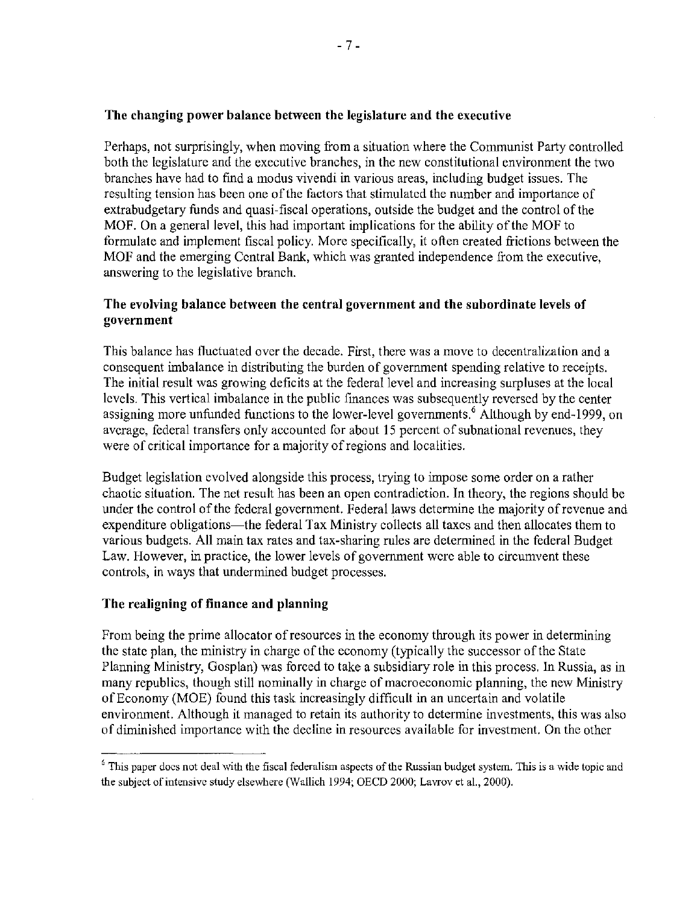### The changing power balance between the legislature and the executive

Perhaps, not surprisingly, when moving from a situation where the Communist Party controlled both the legislature and the executive branches, in the new constitutional environment the two branches have had to find a modus vivendi in various areas, including budget issues. The resulting tension has been one of the factors that stimulated the number and importance of extrabudgetary funds and quasi-fiscal operations, outside the budget and the control of the MOF. On a general level, this had important implications for the ability of the MOF to formulate and implement fiscal policy. More specifically, it often created frictions between the MOF and the emerging Central Bank, which was granted independence from the executive, answering to the legislative branch.

### The evolving balance between the central government and the subordinate levels of government

This balance has fluctuated over the decade. First, there was a move to decentralization and a consequent imbalance in distributing the burden of government spending relative to receipts. The initial result was growing deficits at the federal level and increasing surpluses at the local levels. This vertical imbalance in the public finances was subsequently reversed by the center assigning more unfunded functions to the lower-level governments.[6] Although by end-1999, on average, federal transfers only accounted for about 15 percent of subnational revenues, they were of critical importance for a majority of regions and localities.

Budget legislation evolved alongside this process, trying to impose some order on a rather chaotic situation. The net result has been an open contradiction. In theory, the regions should be under the control of the federal government. Federal laws determine the majority of revenue and expenditure obligations—the federal Tax Ministry collects all taxes and then allocates them to various budgets. All main tax rates and tax-sharing rules are determined in the federal Budget Law. However, in practice, the lower levels of government were able to circumvent these controls, in ways that undermined budget processes.

### The realigning of finance and planning

From being the prime allocator of resources in the economy through its power in determining the state plan, the ministry in charge of the economy (typically the successor of the State Planning Ministry, Gosplan) was forced to take a subsidiary role in this process. In Russia, as in many republics, though still nominally in charge of macroeconomic planning, the new Ministry of Economy (MOE) found this task increasingly difficult in an uncertain and volatile environment. Although it managed to retain its authority to determine investments, this was also of diminished importance with the decline in resources available for investment. On the other

---

[6] This paper does not deal with the fiscal federalism aspects of the Russian budget system. This is a wide topic and the subject of intensive study elsewhere (Wallich 1994; OECD 2000; Lavrov et al., 2000).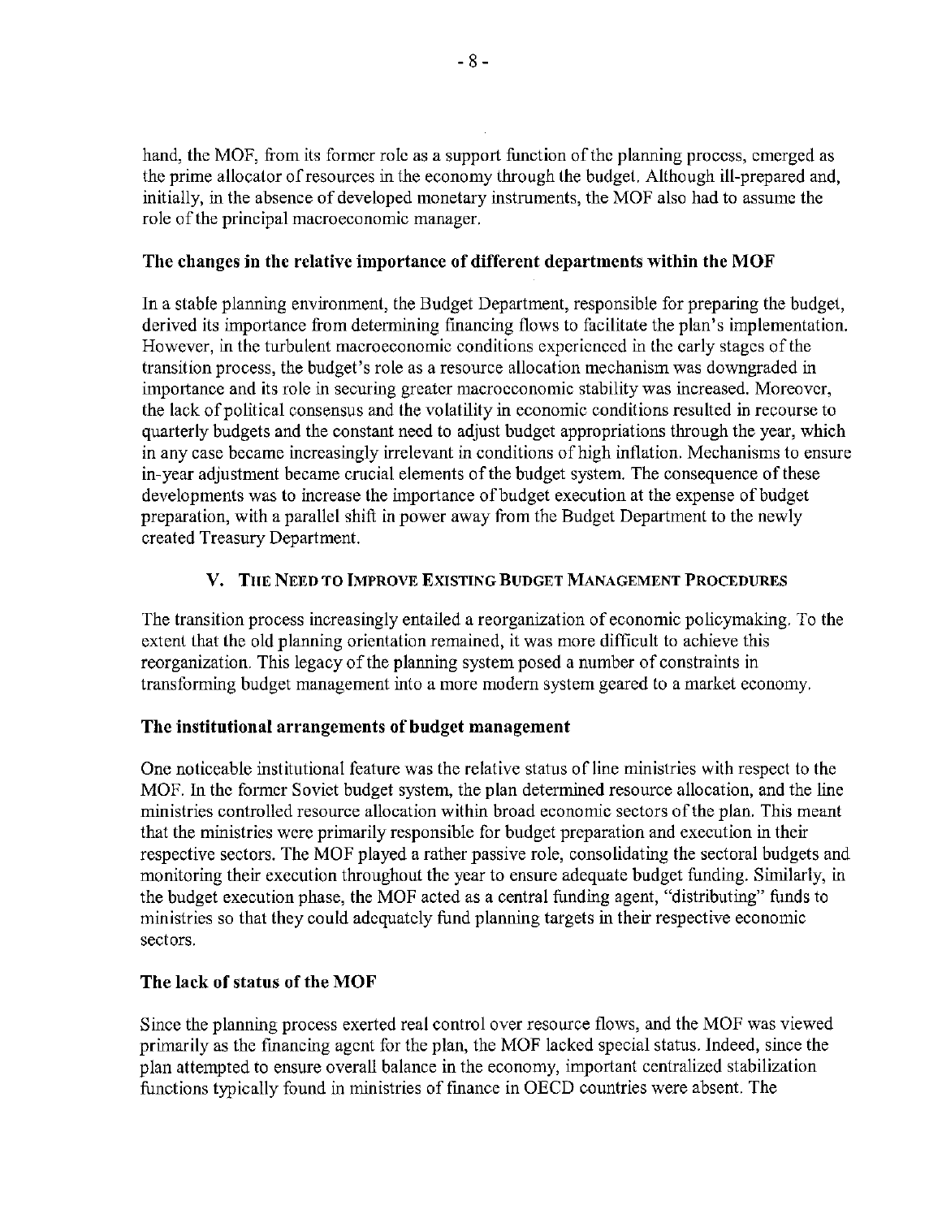hand, the MOF, from its former role as a support function of the planning process, emerged as the prime allocator of resources in the economy through the budget. Although ill-prepared and, initially, in the absence of developed monetary instruments, the MOF also had to assume the role of the principal macroeconomic manager.

### The changes in the relative importance of different departments within the MOF

In a stable planning environment, the Budget Department, responsible for preparing the budget, derived its importance from determining financing flows to facilitate the plan's implementation. However, in the turbulent macroeconomic conditions experienced in the early stages of the transition process, the budget's role as a resource allocation mechanism was downgraded in importance and its role in securing greater macroeconomic stability was increased. Moreover, the lack of political consensus and the volatility in economic conditions resulted in recourse to quarterly budgets and the constant need to adjust budget appropriations through the year, which in any case became increasingly irrelevant in conditions of high inflation. Mechanisms to ensure in-year adjustment became crucial elements of the budget system. The consequence of these developments was to increase the importance of budget execution at the expense of budget preparation, with a parallel shift in power away from the Budget Department to the newly created Treasury Department.

## V. The Need to Improve Existing Budget Management Procedures

The transition process increasingly entailed a reorganization of economic policymaking. To the extent that the old planning orientation remained, it was more difficult to achieve this reorganization. This legacy of the planning system posed a number of constraints in transforming budget management into a more modern system geared to a market economy.

### The institutional arrangements of budget management

One noticeable institutional feature was the relative status of line ministries with respect to the MOF. In the former Soviet budget system, the plan determined resource allocation, and the line ministries controlled resource allocation within broad economic sectors of the plan. This meant that the ministries were primarily responsible for budget preparation and execution in their respective sectors. The MOF played a rather passive role, consolidating the sectoral budgets and monitoring their execution throughout the year to ensure adequate budget funding. Similarly, in the budget execution phase, the MOF acted as a central funding agent, "distributing" funds to ministries so that they could adequately fund planning targets in their respective economic sectors.

### The lack of status of the MOF

Since the planning process exerted real control over resource flows, and the MOF was viewed primarily as the financing agent for the plan, the MOF lacked special status. Indeed, since the plan attempted to ensure overall balance in the economy, important centralized stabilization functions typically found in ministries of finance in OECD countries were absent. The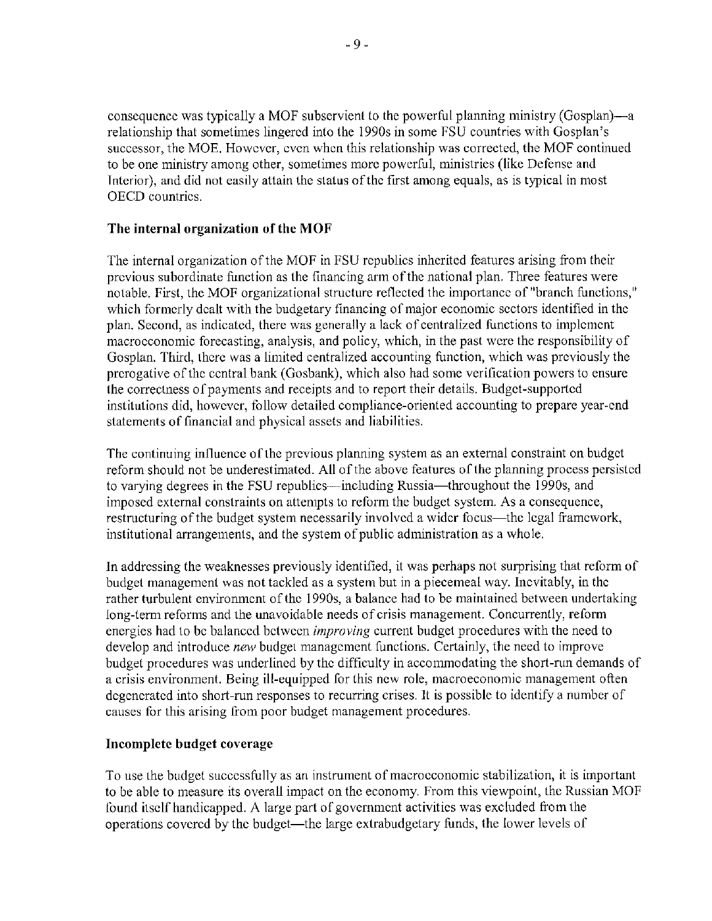consequence was typically a MOF subservient to the powerful planning ministry (Gosplan)—a relationship that sometimes lingered into the 1990s in some FSU countries with Gosplan's successor, the MOE. However, even when this relationship was corrected, the MOF continued to be one ministry among other, sometimes more powerful, ministries (like Defense and Interior), and did not easily attain the status of the first among equals, as is typical in most OECD countries.

### The internal organization of the MOF

The internal organization of the MOF in FSU republics inherited features arising from their previous subordinate function as the financing arm of the national plan. Three features were notable. First, the MOF organizational structure reflected the importance of "branch functions," which formerly dealt with the budgetary financing of major economic sectors identified in the plan. Second, as indicated, there was generally a lack of centralized functions to implement macroeconomic forecasting, analysis, and policy, which, in the past were the responsibility of Gosplan. Third, there was a limited centralized accounting function, which was previously the prerogative of the central bank (Gosbank), which also had some verification powers to ensure the correctness of payments and receipts and to report their details. Budget-supported institutions did, however, follow detailed compliance-oriented accounting to prepare year-end statements of financial and physical assets and liabilities.

The continuing influence of the previous planning system as an external constraint on budget reform should not be underestimated. All of the above features of the planning process persisted to varying degrees in the FSU republics—including Russia—throughout the 1990s, and imposed external constraints on attempts to reform the budget system. As a consequence, restructuring of the budget system necessarily involved a wider focus—the legal framework, institutional arrangements, and the system of public administration as a whole.

In addressing the weaknesses previously identified, it was perhaps not surprising that reform of budget management was not tackled as a system but in a piecemeal way. Inevitably, in the rather turbulent environment of the 1990s, a balance had to be maintained between undertaking long-term reforms and the unavoidable needs of crisis management. Concurrently, reform energies had to be balanced between *improving* current budget procedures with the need to develop and introduce *new* budget management functions. Certainly, the need to improve budget procedures was underlined by the difficulty in accommodating the short-run demands of a crisis environment. Being ill-equipped for this new role, macroeconomic management often degenerated into short-run responses to recurring crises. It is possible to identify a number of causes for this arising from poor budget management procedures.

### Incomplete budget coverage

To use the budget successfully as an instrument of macroeconomic stabilization, it is important to be able to measure its overall impact on the economy. From this viewpoint, the Russian MOF found itself handicapped. A large part of government activities was excluded from the operations covered by the budget—the large extrabudgetary funds, the lower levels of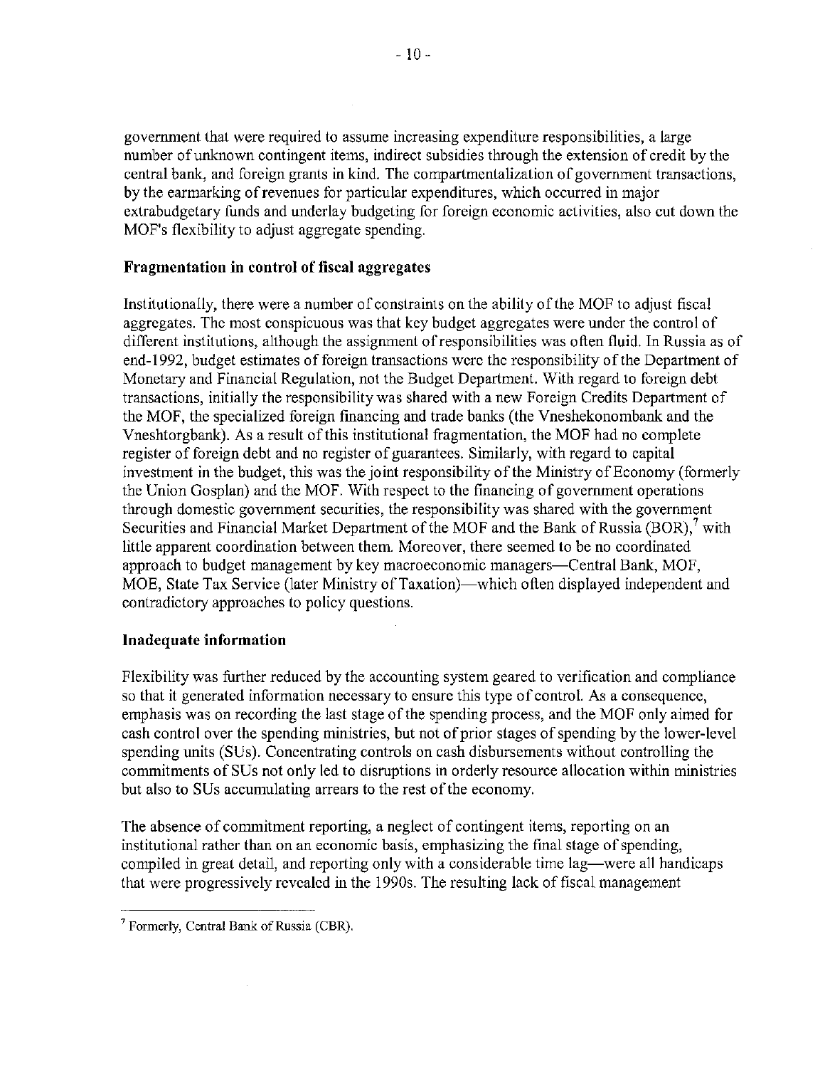government that were required to assume increasing expenditure responsibilities, a large number of unknown contingent items, indirect subsidies through the extension of credit by the central bank, and foreign grants in kind. The compartmentalization of government transactions, by the earmarking of revenues for particular expenditures, which occurred in major extrabudgetary funds and underlay budgeting for foreign economic activities, also cut down the MOF's flexibility to adjust aggregate spending.

**Fragmentation in control of fiscal aggregates**

Institutionally, there were a number of constraints on the ability of the MOF to adjust fiscal aggregates. The most conspicuous was that key budget aggregates were under the control of different institutions, although the assignment of responsibilities was often fluid. In Russia as of end-1992, budget estimates of foreign transactions were the responsibility of the Department of Monetary and Financial Regulation, not the Budget Department. With regard to foreign debt transactions, initially the responsibility was shared with a new Foreign Credits Department of the MOF, the specialized foreign financing and trade banks (the Vneshekonombank and the Vneshtorgbank). As a result of this institutional fragmentation, the MOF had no complete register of foreign debt and no register of guarantees. Similarly, with regard to capital investment in the budget, this was the joint responsibility of the Ministry of Economy (formerly the Union Gosplan) and the MOF. With respect to the financing of government operations through domestic government securities, the responsibility was shared with the government Securities and Financial Market Department of the MOF and the Bank of Russia (BOR),[7] with little apparent coordination between them. Moreover, there seemed to be no coordinated approach to budget management by key macroeconomic managers—Central Bank, MOF, MOE, State Tax Service (later Ministry of Taxation)—which often displayed independent and contradictory approaches to policy questions.

**Inadequate information**

Flexibility was further reduced by the accounting system geared to verification and compliance so that it generated information necessary to ensure this type of control. As a consequence, emphasis was on recording the last stage of the spending process, and the MOF only aimed for cash control over the spending ministries, but not of prior stages of spending by the lower-level spending units (SUs). Concentrating controls on cash disbursements without controlling the commitments of SUs not only led to disruptions in orderly resource allocation within ministries but also to SUs accumulating arrears to the rest of the economy.

The absence of commitment reporting, a neglect of contingent items, reporting on an institutional rather than on an economic basis, emphasizing the final stage of spending, compiled in great detail, and reporting only with a considerable time lag—were all handicaps that were progressively revealed in the 1990s. The resulting lack of fiscal management

[7] Formerly, Central Bank of Russia (CBR).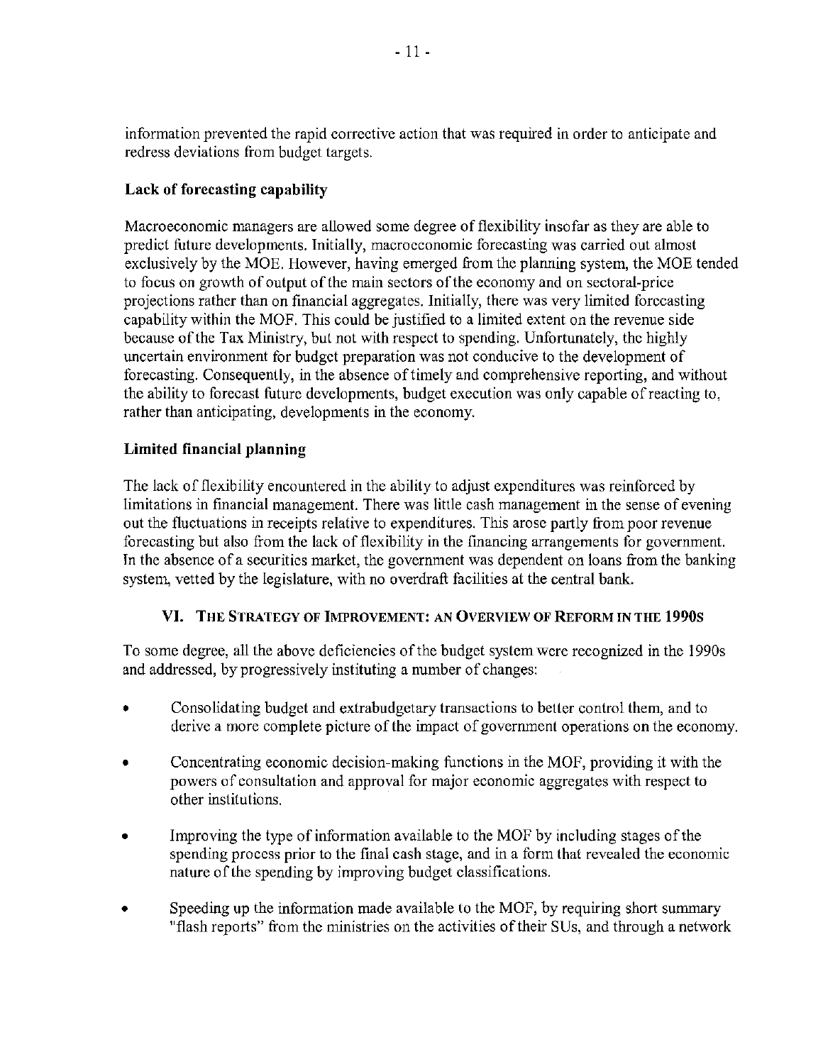information prevented the rapid corrective action that was required in order to anticipate and redress deviations from budget targets.

### Lack of forecasting capability

Macroeconomic managers are allowed some degree of flexibility insofar as they are able to predict future developments. Initially, macroeconomic forecasting was carried out almost exclusively by the MOE. However, having emerged from the planning system, the MOE tended to focus on growth of output of the main sectors of the economy and on sectoral-price projections rather than on financial aggregates. Initially, there was very limited forecasting capability within the MOF. This could be justified to a limited extent on the revenue side because of the Tax Ministry, but not with respect to spending. Unfortunately, the highly uncertain environment for budget preparation was not conducive to the development of forecasting. Consequently, in the absence of timely and comprehensive reporting, and without the ability to forecast future developments, budget execution was only capable of reacting to, rather than anticipating, developments in the economy.

### Limited financial planning

The lack of flexibility encountered in the ability to adjust expenditures was reinforced by limitations in financial management. There was little cash management in the sense of evening out the fluctuations in receipts relative to expenditures. This arose partly from poor revenue forecasting but also from the lack of flexibility in the financing arrangements for government. In the absence of a securities market, the government was dependent on loans from the banking system, vetted by the legislature, with no overdraft facilities at the central bank.

## VI. The Strategy of Improvement: An Overview of Reform in the 1990s

To some degree, all the above deficiencies of the budget system were recognized in the 1990s and addressed, by progressively instituting a number of changes:

- Consolidating budget and extrabudgetary transactions to better control them, and to derive a more complete picture of the impact of government operations on the economy.
- Concentrating economic decision-making functions in the MOF, providing it with the powers of consultation and approval for major economic aggregates with respect to other institutions.
- Improving the type of information available to the MOF by including stages of the spending process prior to the final cash stage, and in a form that revealed the economic nature of the spending by improving budget classifications.
- Speeding up the information made available to the MOF, by requiring short summary "flash reports" from the ministries on the activities of their SUs, and through a network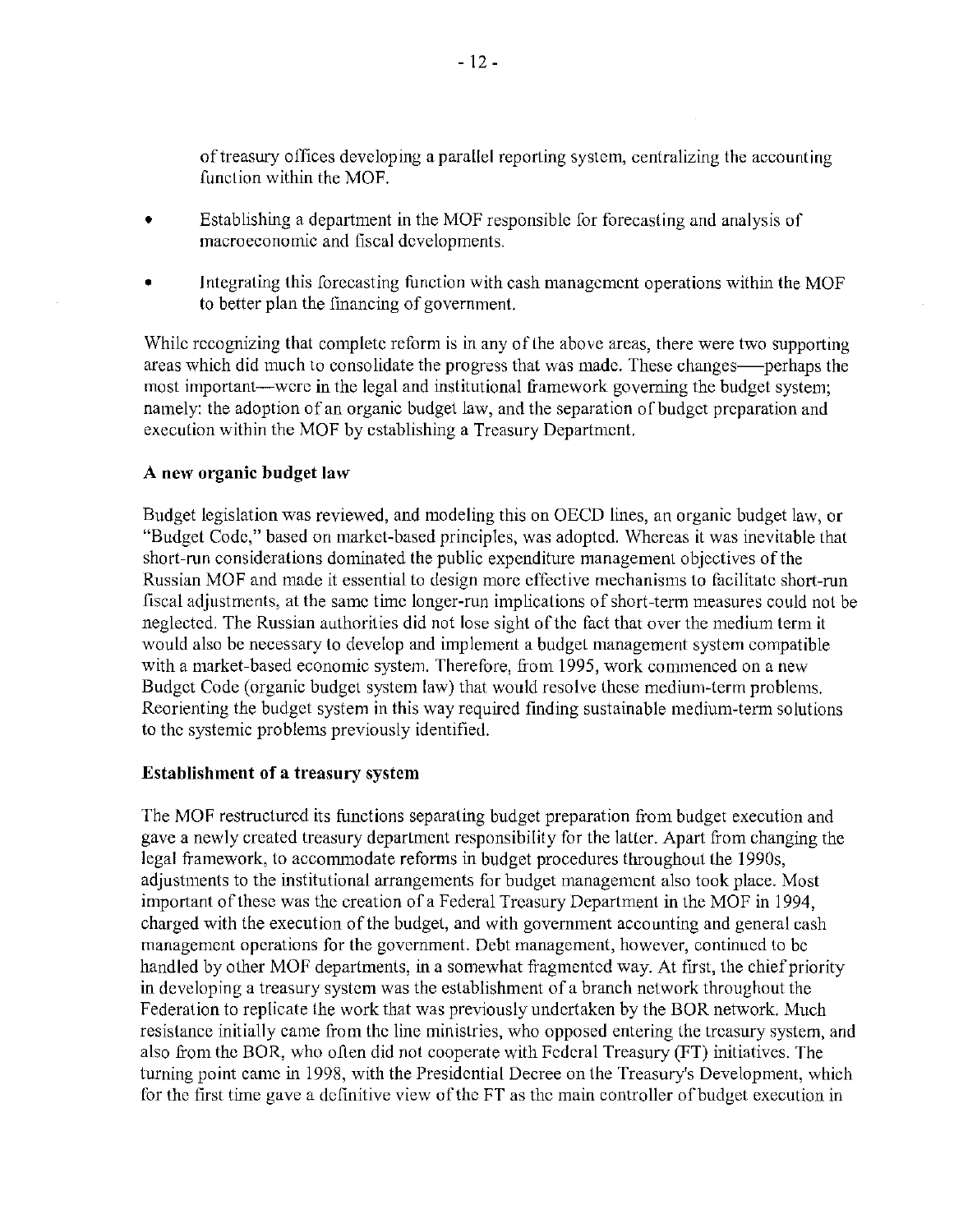of treasury offices developing a parallel reporting system, centralizing the accounting function within the MOF.

- Establishing a department in the MOF responsible for forecasting and analysis of macroeconomic and fiscal developments.
- Integrating this forecasting function with cash management operations within the MOF to better plan the financing of government.

While recognizing that complete reform is in any of the above areas, there were two supporting areas which did much to consolidate the progress that was made. These changes—perhaps the most important—were in the legal and institutional framework governing the budget system; namely: the adoption of an organic budget law, and the separation of budget preparation and execution within the MOF by establishing a Treasury Department.

**A new organic budget law**

Budget legislation was reviewed, and modeling this on OECD lines, an organic budget law, or "Budget Code," based on market-based principles, was adopted. Whereas it was inevitable that short-run considerations dominated the public expenditure management objectives of the Russian MOF and made it essential to design more effective mechanisms to facilitate short-run fiscal adjustments, at the same time longer-run implications of short-term measures could not be neglected. The Russian authorities did not lose sight of the fact that over the medium term it would also be necessary to develop and implement a budget management system compatible with a market-based economic system. Therefore, from 1995, work commenced on a new Budget Code (organic budget system law) that would resolve these medium-term problems. Reorienting the budget system in this way required finding sustainable medium-term solutions to the systemic problems previously identified.

**Establishment of a treasury system**

The MOF restructured its functions separating budget preparation from budget execution and gave a newly created treasury department responsibility for the latter. Apart from changing the legal framework, to accommodate reforms in budget procedures throughout the 1990s, adjustments to the institutional arrangements for budget management also took place. Most important of these was the creation of a Federal Treasury Department in the MOF in 1994, charged with the execution of the budget, and with government accounting and general cash management operations for the government. Debt management, however, continued to be handled by other MOF departments, in a somewhat fragmented way. At first, the chief priority in developing a treasury system was the establishment of a branch network throughout the Federation to replicate the work that was previously undertaken by the BOR network. Much resistance initially came from the line ministries, who opposed entering the treasury system, and also from the BOR, who often did not cooperate with Federal Treasury (FT) initiatives. The turning point came in 1998, with the Presidential Decree on the Treasury's Development, which for the first time gave a definitive view of the FT as the main controller of budget execution in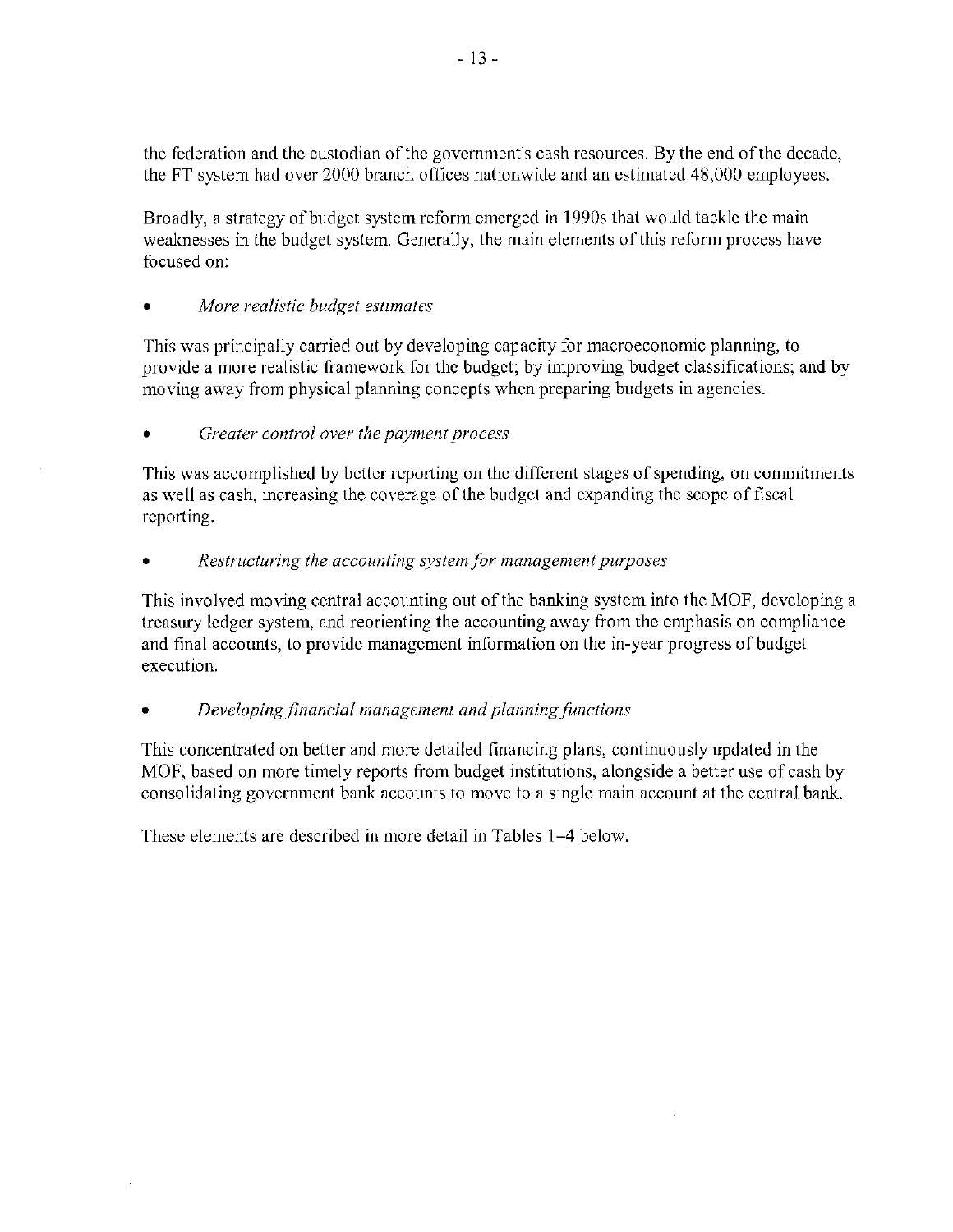the federation and the custodian of the government's cash resources. By the end of the decade, the FT system had over 2000 branch offices nationwide and an estimated 48,000 employees.

Broadly, a strategy of budget system reform emerged in 1990s that would tackle the main weaknesses in the budget system. Generally, the main elements of this reform process have focused on:

- *More realistic budget estimates*

This was principally carried out by developing capacity for macroeconomic planning, to provide a more realistic framework for the budget; by improving budget classifications; and by moving away from physical planning concepts when preparing budgets in agencies.

- *Greater control over the payment process*

This was accomplished by better reporting on the different stages of spending, on commitments as well as cash, increasing the coverage of the budget and expanding the scope of fiscal reporting.

- *Restructuring the accounting system for management purposes*

This involved moving central accounting out of the banking system into the MOF, developing a treasury ledger system, and reorienting the accounting away from the emphasis on compliance and final accounts, to provide management information on the in-year progress of budget execution.

- *Developing financial management and planning functions*

This concentrated on better and more detailed financing plans, continuously updated in the MOF, based on more timely reports from budget institutions, alongside a better use of cash by consolidating government bank accounts to move to a single main account at the central bank.

These elements are described in more detail in Tables 1–4 below.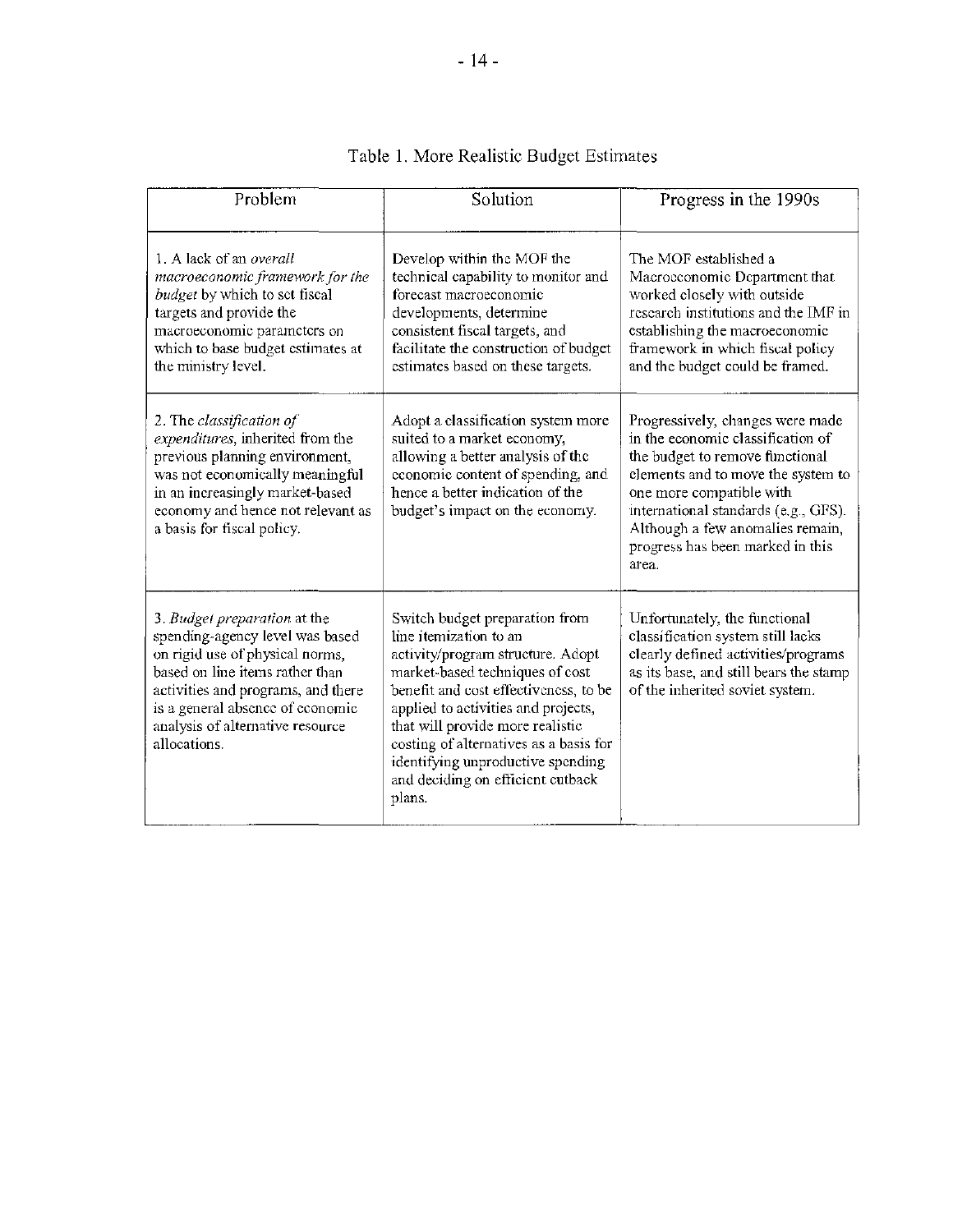Table 1. More Realistic Budget Estimates

| Problem | Solution | Progress in the 1990s |
| --- | --- | --- |
| 1. A lack of an *overall macroeconomic framework for the budget* by which to set fiscal targets and provide the macroeconomic parameters on which to base budget estimates at the ministry level. | Develop within the MOF the technical capability to monitor and forecast macroeconomic developments, determine consistent fiscal targets, and facilitate the construction of budget estimates based on these targets. | The MOF established a Macroeconomic Department that worked closely with outside research institutions and the IMF in establishing the macroeconomic framework in which fiscal policy and the budget could be framed. |
| 2. The *classification of expenditures*, inherited from the previous planning environment, was not economically meaningful in an increasingly market-based economy and hence not relevant as a basis for fiscal policy. | Adopt a classification system more suited to a market economy, allowing a better analysis of the economic content of spending, and hence a better indication of the budget's impact on the economy. | Progressively, changes were made in the economic classification of the budget to remove functional elements and to move the system to one more compatible with international standards (e.g., GFS). Although a few anomalies remain, progress has been marked in this area. |
| 3. *Budget preparation* at the spending-agency level was based on rigid use of physical norms, based on line items rather than activities and programs, and there is a general absence of economic analysis of alternative resource allocations. | Switch budget preparation from line itemization to an activity/program structure. Adopt market-based techniques of cost benefit and cost effectiveness, to be applied to activities and projects, that will provide more realistic costing of alternatives as a basis for identifying unproductive spending and deciding on efficient cutback plans. | Unfortunately, the functional classification system still lacks clearly defined activities/programs as its base, and still bears the stamp of the inherited soviet system. |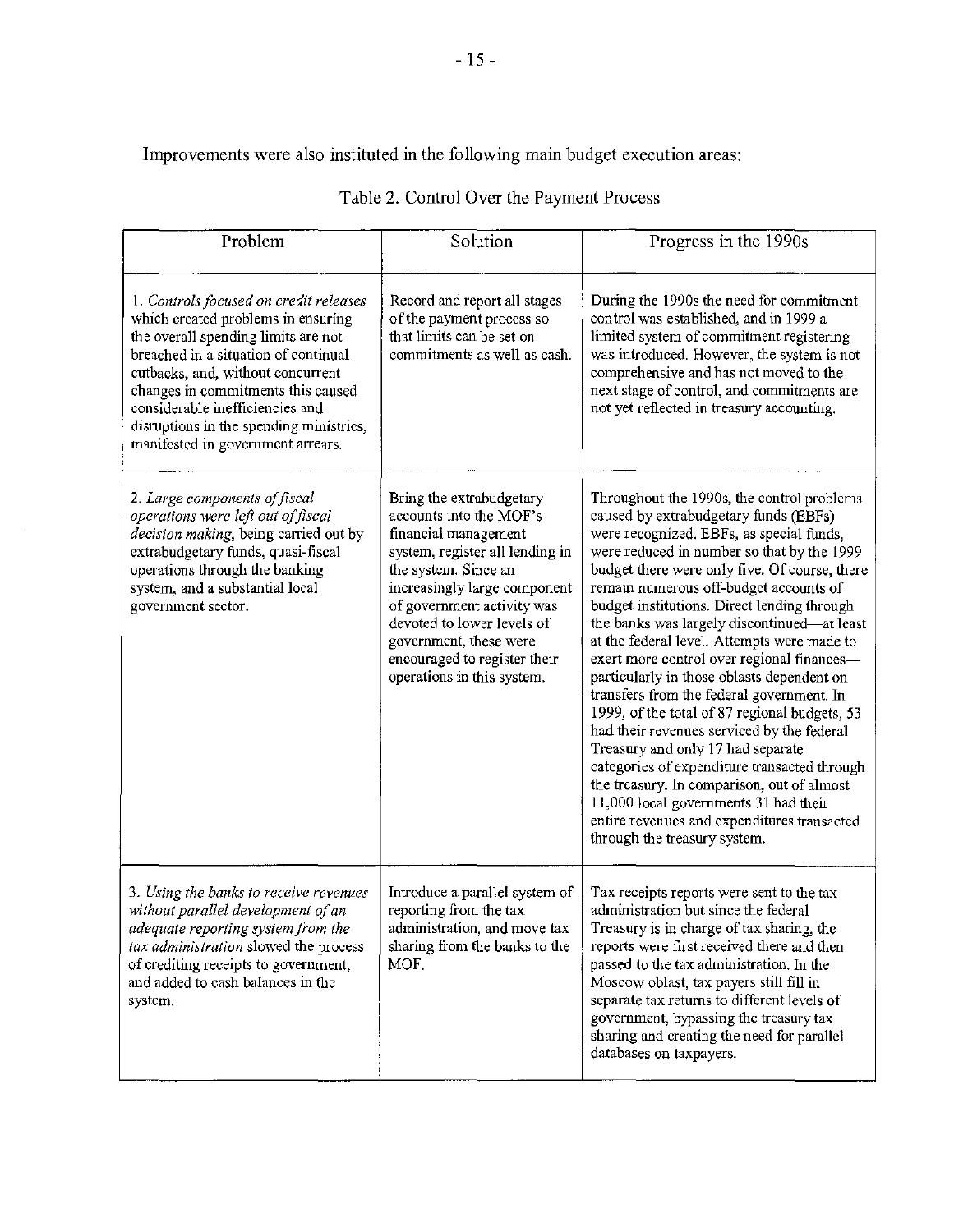Improvements were also instituted in the following main budget execution areas:

Table 2. Control Over the Payment Process

| Problem | Solution | Progress in the 1990s |
| --- | --- | --- |
| 1. *Controls focused on credit releases* which created problems in ensuring the overall spending limits are not breached in a situation of continual cutbacks, and, without concurrent changes in commitments this caused considerable inefficiencies and disruptions in the spending ministries, manifested in government arrears. | Record and report all stages of the payment process so that limits can be set on commitments as well as cash. | During the 1990s the need for commitment control was established, and in 1999 a limited system of commitment registering was introduced. However, the system is not comprehensive and has not moved to the next stage of control, and commitments are not yet reflected in treasury accounting. |
| 2. *Large components of fiscal operations were left out of fiscal decision making*, being carried out by extrabudgetary funds, quasi-fiscal operations through the banking system, and a substantial local government sector. | Bring the extrabudgetary accounts into the MOF's financial management system, register all lending in the system. Since an increasingly large component of government activity was devoted to lower levels of government, these were encouraged to register their operations in this system. | Throughout the 1990s, the control problems caused by extrabudgetary funds (EBFs) were recognized. EBFs, as special funds, were reduced in number so that by the 1999 budget there were only five. Of course, there remain numerous off-budget accounts of budget institutions. Direct lending through the banks was largely discontinued—at least at the federal level. Attempts were made to exert more control over regional finances—particularly in those oblasts dependent on transfers from the federal government. In 1999, of the total of 87 regional budgets, 53 had their revenues serviced by the federal Treasury and only 17 had separate categories of expenditure transacted through the treasury. In comparison, out of almost 11,000 local governments 31 had their entire revenues and expenditures transacted through the treasury system. |
| 3. *Using the banks to receive revenues without parallel development of an adequate reporting system from the tax administration* slowed the process of crediting receipts to government, and added to cash balances in the system. | Introduce a parallel system of reporting from the tax administration, and move tax sharing from the banks to the MOF. | Tax receipts reports were sent to the tax administration but since the federal Treasury is in charge of tax sharing, the reports were first received there and then passed to the tax administration. In the Moscow oblast, tax payers still fill in separate tax returns to different levels of government, bypassing the treasury tax sharing and creating the need for parallel databases on taxpayers. |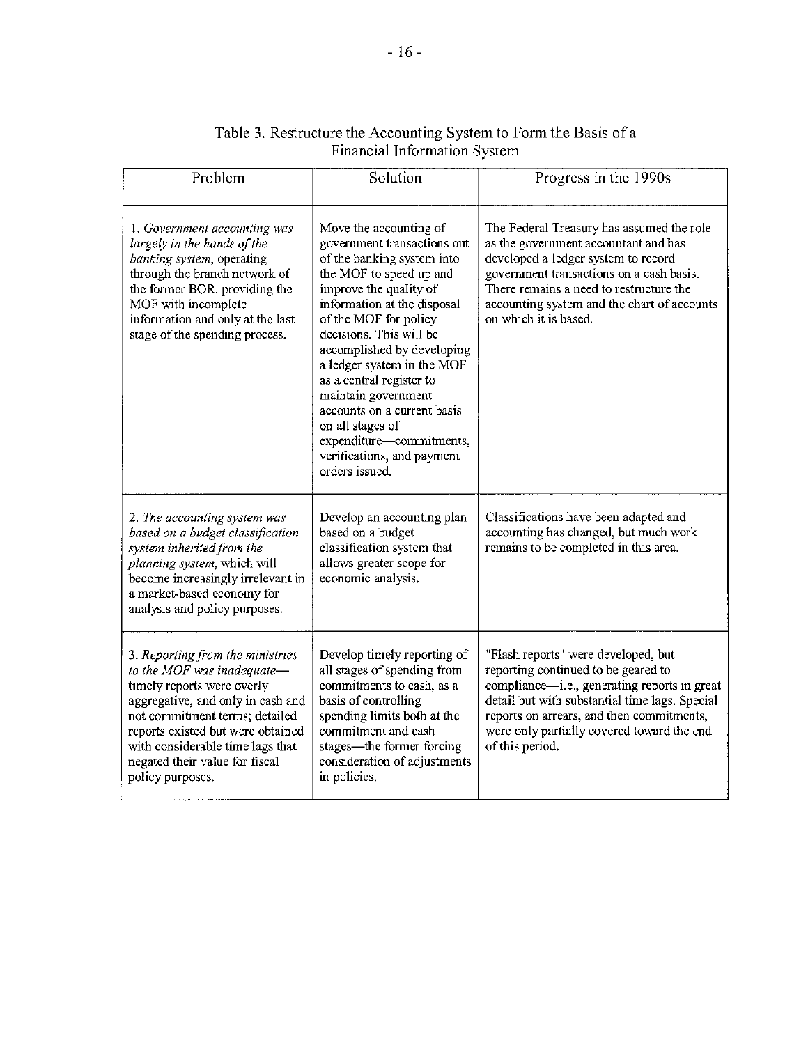Table 3. Restructure the Accounting System to Form the Basis of a Financial Information System

| Problem | Solution | Progress in the 1990s |
| --- | --- | --- |
| 1. *Government accounting was largely in the hands of the banking system,* operating through the branch network of the former BOR, providing the MOF with incomplete information and only at the last stage of the spending process. | Move the accounting of government transactions out of the banking system into the MOF to speed up and improve the quality of information at the disposal of the MOF for policy decisions. This will be accomplished by developing a ledger system in the MOF as a central register to maintain government accounts on a current basis on all stages of expenditure—commitments, verifications, and payment orders issued. | The Federal Treasury has assumed the role as the government accountant and has developed a ledger system to record government transactions on a cash basis. There remains a need to restructure the accounting system and the chart of accounts on which it is based. |
| 2. *The accounting system was based on a budget classification system inherited from the planning system,* which will become increasingly irrelevant in a market-based economy for analysis and policy purposes. | Develop an accounting plan based on a budget classification system that allows greater scope for economic analysis. | Classifications have been adapted and accounting has changed, but much work remains to be completed in this area. |
| 3. *Reporting from the ministries to the MOF was inadequate*—timely reports were overly aggregative, and only in cash and not commitment terms; detailed reports existed but were obtained with considerable time lags that negated their value for fiscal policy purposes. | Develop timely reporting of all stages of spending from commitments to cash, as a basis of controlling spending limits both at the commitment and cash stages—the former forcing consideration of adjustments in policies. | "Flash reports" were developed, but reporting continued to be geared to compliance—i.e., generating reports in great detail but with substantial time lags. Special reports on arrears, and then commitments, were only partially covered toward the end of this period. |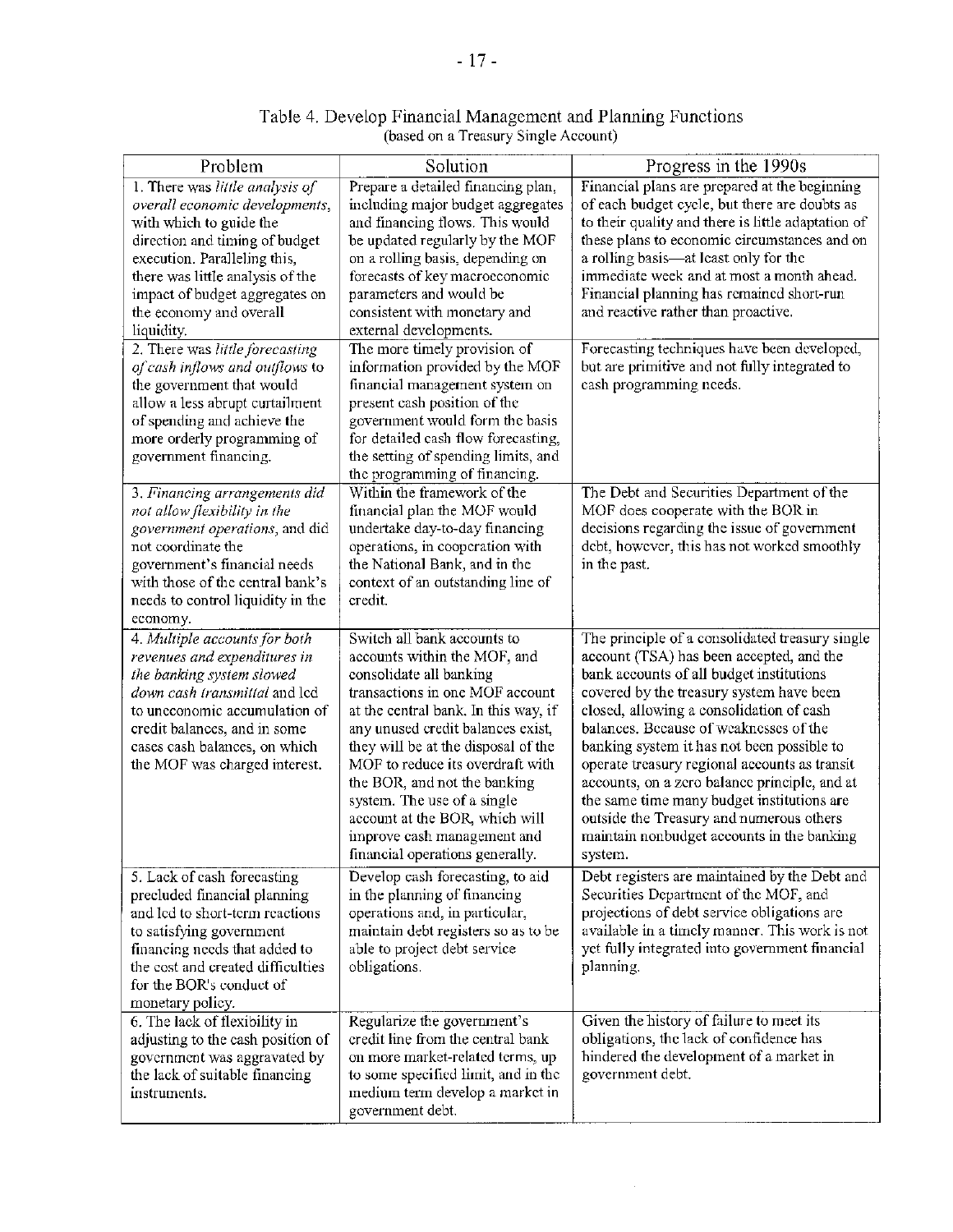Table 4. Develop Financial Management and Planning Functions
(based on a Treasury Single Account)

| Problem | Solution | Progress in the 1990s |
|---|---|---|
| 1. There was *little analysis of overall economic developments*, with which to guide the direction and timing of budget execution. Paralleling this, there was little analysis of the impact of budget aggregates on the economy and overall liquidity. | Prepare a detailed financing plan, including major budget aggregates and financing flows. This would be updated regularly by the MOF on a rolling basis, depending on forecasts of key macroeconomic parameters and would be consistent with monetary and external developments. | Financial plans are prepared at the beginning of each budget cycle, but there are doubts as to their quality and there is little adaptation of these plans to economic circumstances and on a rolling basis—at least only for the immediate week and at most a month ahead. Financial planning has remained short-run and reactive rather than proactive. |
| 2. There was *little forecasting of cash inflows and outflows* to the government that would allow a less abrupt curtailment of spending and achieve the more orderly programming of government financing. | The more timely provision of information provided by the MOF financial management system on present cash position of the government would form the basis for detailed cash flow forecasting, the setting of spending limits, and the programming of financing. | Forecasting techniques have been developed, but are primitive and not fully integrated to cash programming needs. |
| 3. *Financing arrangements did not allow flexibility in the government operations*, and did not coordinate the government's financial needs with those of the central bank's needs to control liquidity in the economy. | Within the framework of the financial plan the MOF would undertake day-to-day financing operations, in cooperation with the National Bank, and in the context of an outstanding line of credit. | The Debt and Securities Department of the MOF does cooperate with the BOR in decisions regarding the issue of government debt, however, this has not worked smoothly in the past. |
| 4. *Multiple accounts for both revenues and expenditures in the banking system slowed down cash transmittal* and led to uneconomic accumulation of credit balances, and in some cases cash balances, on which the MOF was charged interest. | Switch all bank accounts to accounts within the MOF, and consolidate all banking transactions in one MOF account at the central bank. In this way, if any unused credit balances exist, they will be at the disposal of the MOF to reduce its overdraft with the BOR, and not the banking system. The use of a single account at the BOR, which will improve cash management and financial operations generally. | The principle of a consolidated treasury single account (TSA) has been accepted, and the bank accounts of all budget institutions covered by the treasury system have been closed, allowing a consolidation of cash balances. Because of weaknesses of the banking system it has not been possible to operate treasury regional accounts as transit accounts, on a zero balance principle, and at the same time many budget institutions are outside the Treasury and numerous others maintain nonbudget accounts in the banking system. |
| 5. Lack of cash forecasting precluded financial planning and led to short-term reactions to satisfying government financing needs that added to the cost and created difficulties for the BOR's conduct of monetary policy. | Develop cash forecasting, to aid in the planning of financing operations and, in particular, maintain debt registers so as to be able to project debt service obligations. | Debt registers are maintained by the Debt and Securities Department of the MOF, and projections of debt service obligations are available in a timely manner. This work is not yet fully integrated into government financial planning. |
| 6. The lack of flexibility in adjusting to the cash position of government was aggravated by the lack of suitable financing instruments. | Regularize the government's credit line from the central bank on more market-related terms, up to some specified limit, and in the medium term develop a market in government debt. | Given the history of failure to meet its obligations, the lack of confidence has hindered the development of a market in government debt. |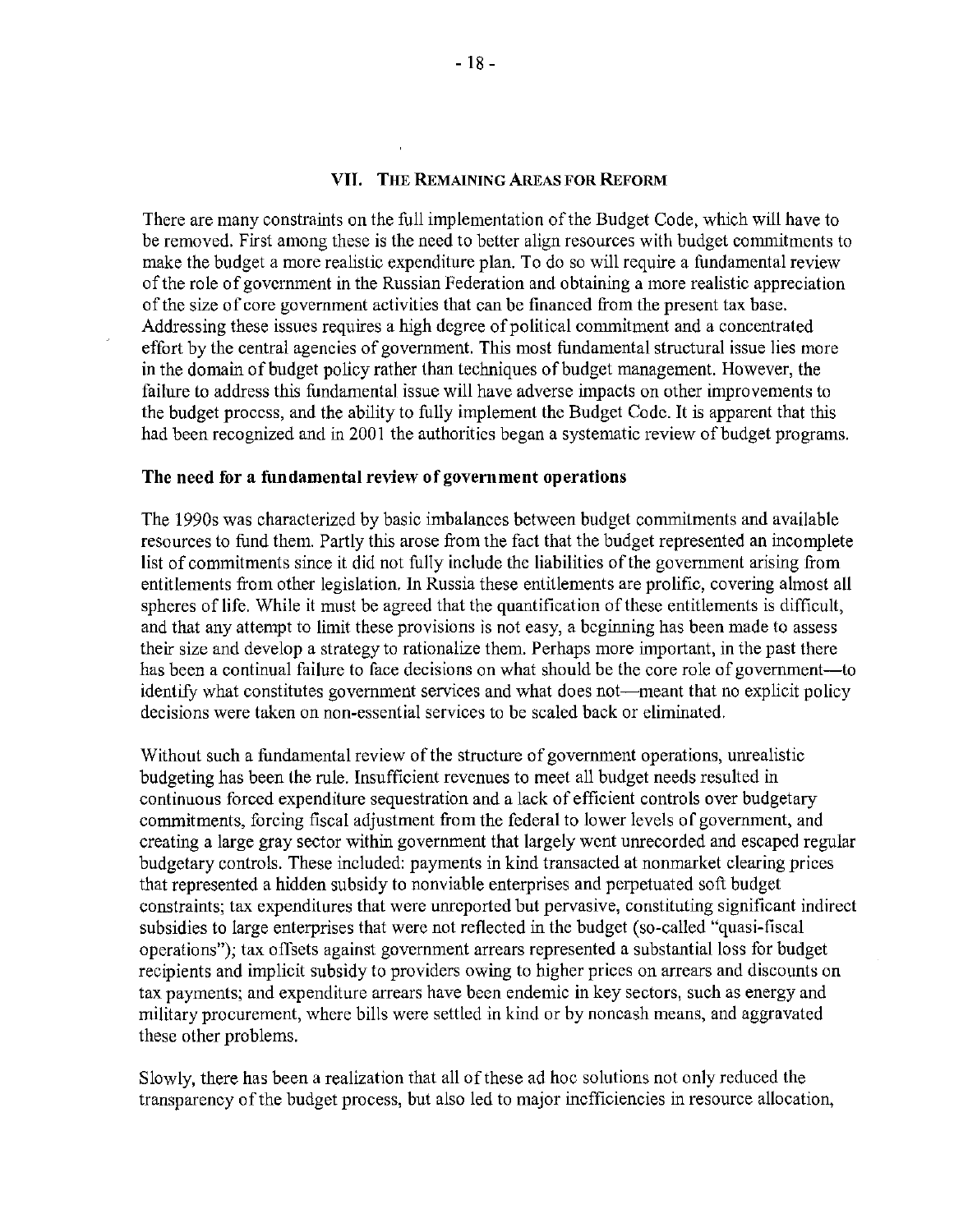## VII. The Remaining Areas for Reform

There are many constraints on the full implementation of the Budget Code, which will have to be removed. First among these is the need to better align resources with budget commitments to make the budget a more realistic expenditure plan. To do so will require a fundamental review of the role of government in the Russian Federation and obtaining a more realistic appreciation of the size of core government activities that can be financed from the present tax base. Addressing these issues requires a high degree of political commitment and a concentrated effort by the central agencies of government. This most fundamental structural issue lies more in the domain of budget policy rather than techniques of budget management. However, the failure to address this fundamental issue will have adverse impacts on other improvements to the budget process, and the ability to fully implement the Budget Code. It is apparent that this had been recognized and in 2001 the authorities began a systematic review of budget programs.

### The need for a fundamental review of government operations

The 1990s was characterized by basic imbalances between budget commitments and available resources to fund them. Partly this arose from the fact that the budget represented an incomplete list of commitments since it did not fully include the liabilities of the government arising from entitlements from other legislation. In Russia these entitlements are prolific, covering almost all spheres of life. While it must be agreed that the quantification of these entitlements is difficult, and that any attempt to limit these provisions is not easy, a beginning has been made to assess their size and develop a strategy to rationalize them. Perhaps more important, in the past there has been a continual failure to face decisions on what should be the core role of government—to identify what constitutes government services and what does not—meant that no explicit policy decisions were taken on non-essential services to be scaled back or eliminated.

Without such a fundamental review of the structure of government operations, unrealistic budgeting has been the rule. Insufficient revenues to meet all budget needs resulted in continuous forced expenditure sequestration and a lack of efficient controls over budgetary commitments, forcing fiscal adjustment from the federal to lower levels of government, and creating a large gray sector within government that largely went unrecorded and escaped regular budgetary controls. These included: payments in kind transacted at nonmarket clearing prices that represented a hidden subsidy to nonviable enterprises and perpetuated soft budget constraints; tax expenditures that were unreported but pervasive, constituting significant indirect subsidies to large enterprises that were not reflected in the budget (so-called "quasi-fiscal operations"); tax offsets against government arrears represented a substantial loss for budget recipients and implicit subsidy to providers owing to higher prices on arrears and discounts on tax payments; and expenditure arrears have been endemic in key sectors, such as energy and military procurement, where bills were settled in kind or by noncash means, and aggravated these other problems.

Slowly, there has been a realization that all of these ad hoc solutions not only reduced the transparency of the budget process, but also led to major inefficiencies in resource allocation,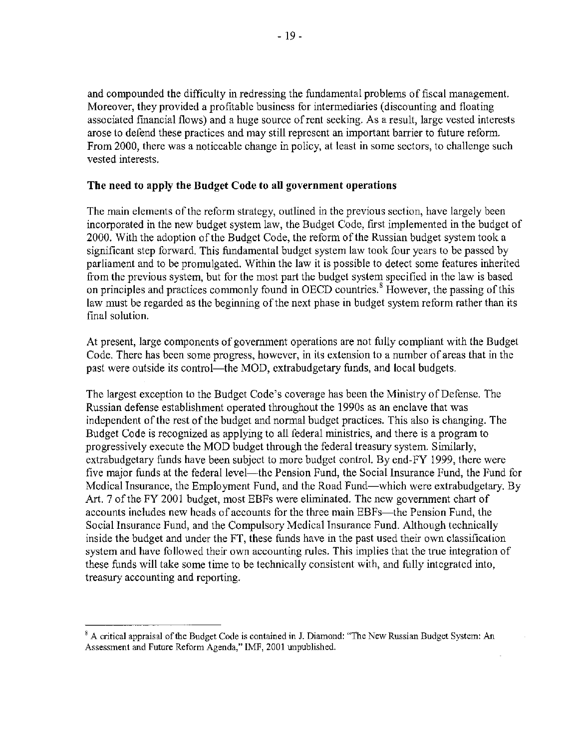and compounded the difficulty in redressing the fundamental problems of fiscal management. Moreover, they provided a profitable business for intermediaries (discounting and floating associated financial flows) and a huge source of rent seeking. As a result, large vested interests arose to defend these practices and may still represent an important barrier to future reform. From 2000, there was a noticeable change in policy, at least in some sectors, to challenge such vested interests.

**The need to apply the Budget Code to all government operations**

The main elements of the reform strategy, outlined in the previous section, have largely been incorporated in the new budget system law, the Budget Code, first implemented in the budget of 2000. With the adoption of the Budget Code, the reform of the Russian budget system took a significant step forward. This fundamental budget system law took four years to be passed by parliament and to be promulgated. Within the law it is possible to detect some features inherited from the previous system, but for the most part the budget system specified in the law is based on principles and practices commonly found in OECD countries.[8] However, the passing of this law must be regarded as the beginning of the next phase in budget system reform rather than its final solution.

At present, large components of government operations are not fully compliant with the Budget Code. There has been some progress, however, in its extension to a number of areas that in the past were outside its control—the MOD, extrabudgetary funds, and local budgets.

The largest exception to the Budget Code's coverage has been the Ministry of Defense. The Russian defense establishment operated throughout the 1990s as an enclave that was independent of the rest of the budget and normal budget practices. This also is changing. The Budget Code is recognized as applying to all federal ministries, and there is a program to progressively execute the MOD budget through the federal treasury system. Similarly, extrabudgetary funds have been subject to more budget control. By end-FY 1999, there were five major funds at the federal level—the Pension Fund, the Social Insurance Fund, the Fund for Medical Insurance, the Employment Fund, and the Road Fund—which were extrabudgetary. By Art. 7 of the FY 2001 budget, most EBFs were eliminated. The new government chart of accounts includes new heads of accounts for the three main EBFs—the Pension Fund, the Social Insurance Fund, and the Compulsory Medical Insurance Fund. Although technically inside the budget and under the FT, these funds have in the past used their own classification system and have followed their own accounting rules. This implies that the true integration of these funds will take some time to be technically consistent with, and fully integrated into, treasury accounting and reporting.

---

[8] A critical appraisal of the Budget Code is contained in J. Diamond: "The New Russian Budget System: An Assessment and Future Reform Agenda," IMF, 2001 unpublished.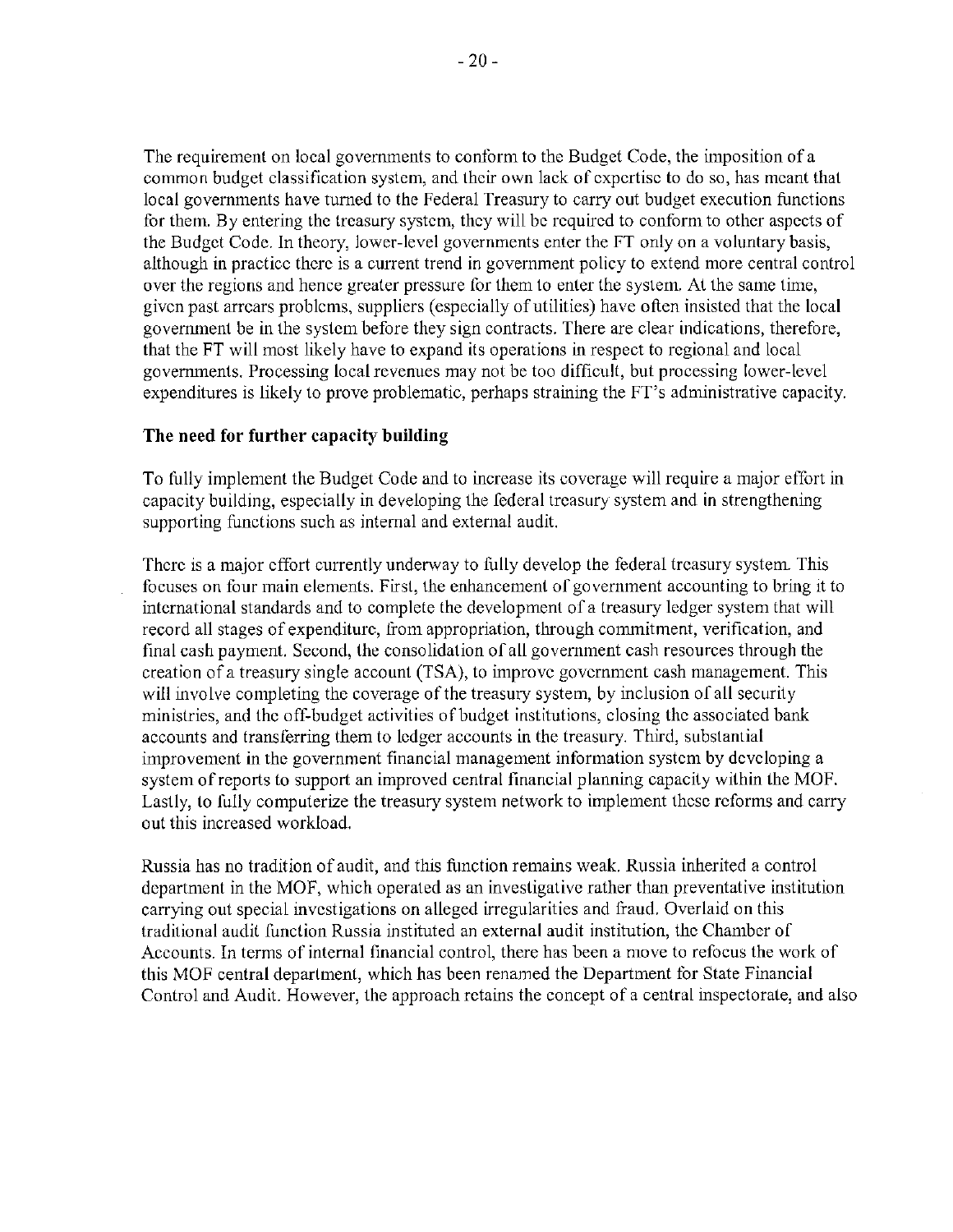The requirement on local governments to conform to the Budget Code, the imposition of a common budget classification system, and their own lack of expertise to do so, has meant that local governments have turned to the Federal Treasury to carry out budget execution functions for them. By entering the treasury system, they will be required to conform to other aspects of the Budget Code. In theory, lower-level governments enter the FT only on a voluntary basis, although in practice there is a current trend in government policy to extend more central control over the regions and hence greater pressure for them to enter the system. At the same time, given past arrears problems, suppliers (especially of utilities) have often insisted that the local government be in the system before they sign contracts. There are clear indications, therefore, that the FT will most likely have to expand its operations in respect to regional and local governments. Processing local revenues may not be too difficult, but processing lower-level expenditures is likely to prove problematic, perhaps straining the FT's administrative capacity.

**The need for further capacity building**

To fully implement the Budget Code and to increase its coverage will require a major effort in capacity building, especially in developing the federal treasury system and in strengthening supporting functions such as internal and external audit.

There is a major effort currently underway to fully develop the federal treasury system. This focuses on four main elements. First, the enhancement of government accounting to bring it to international standards and to complete the development of a treasury ledger system that will record all stages of expenditure, from appropriation, through commitment, verification, and final cash payment. Second, the consolidation of all government cash resources through the creation of a treasury single account (TSA), to improve government cash management. This will involve completing the coverage of the treasury system, by inclusion of all security ministries, and the off-budget activities of budget institutions, closing the associated bank accounts and transferring them to ledger accounts in the treasury. Third, substantial improvement in the government financial management information system by developing a system of reports to support an improved central financial planning capacity within the MOF. Lastly, to fully computerize the treasury system network to implement these reforms and carry out this increased workload.

Russia has no tradition of audit, and this function remains weak. Russia inherited a control department in the MOF, which operated as an investigative rather than preventative institution carrying out special investigations on alleged irregularities and fraud. Overlaid on this traditional audit function Russia instituted an external audit institution, the Chamber of Accounts. In terms of internal financial control, there has been a move to refocus the work of this MOF central department, which has been renamed the Department for State Financial Control and Audit. However, the approach retains the concept of a central inspectorate, and also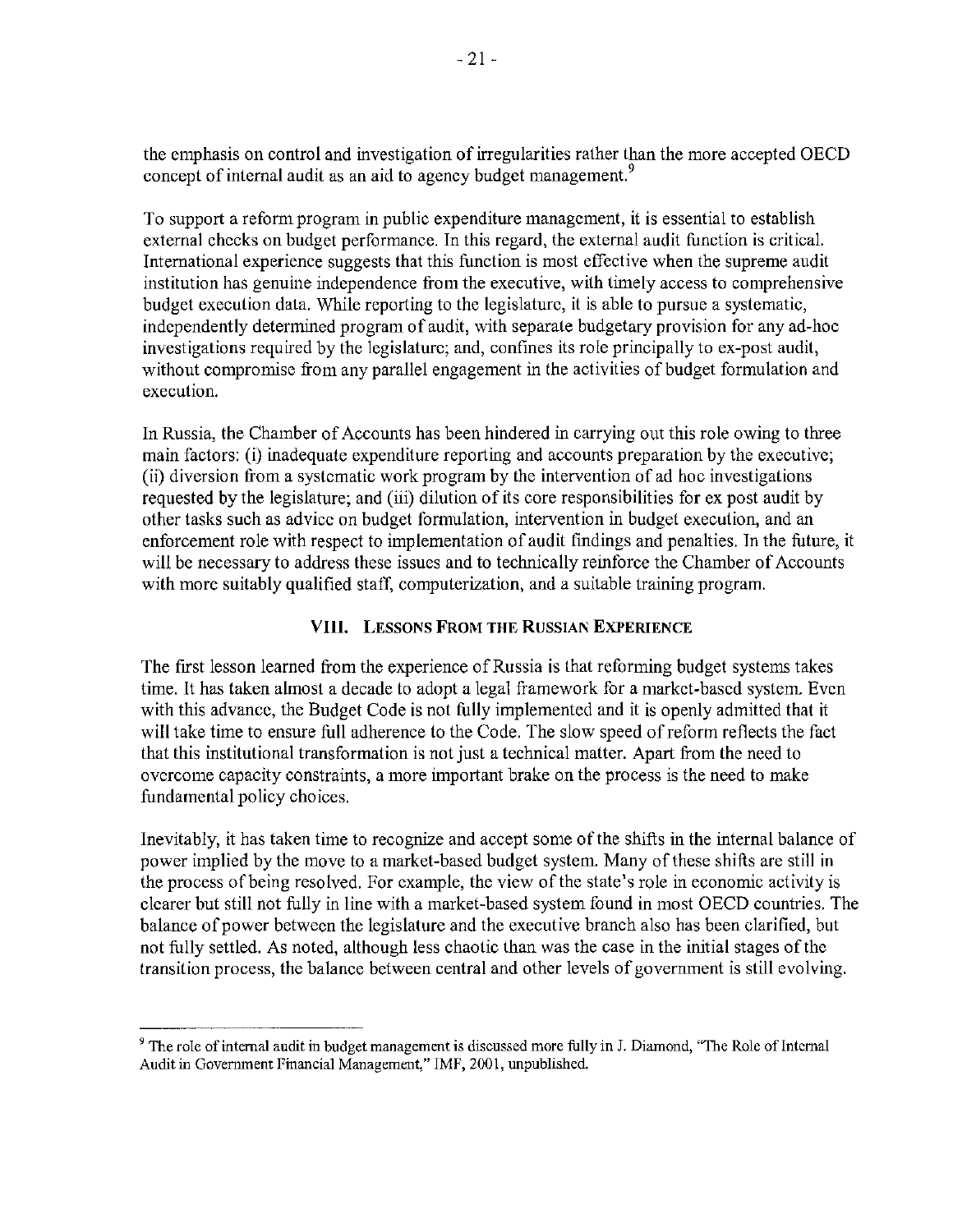the emphasis on control and investigation of irregularities rather than the more accepted OECD concept of internal audit as an aid to agency budget management.[9]

To support a reform program in public expenditure management, it is essential to establish external checks on budget performance. In this regard, the external audit function is critical. International experience suggests that this function is most effective when the supreme audit institution has genuine independence from the executive, with timely access to comprehensive budget execution data. While reporting to the legislature, it is able to pursue a systematic, independently determined program of audit, with separate budgetary provision for any ad-hoc investigations required by the legislature; and, confines its role principally to ex-post audit, without compromise from any parallel engagement in the activities of budget formulation and execution.

In Russia, the Chamber of Accounts has been hindered in carrying out this role owing to three main factors: (i) inadequate expenditure reporting and accounts preparation by the executive; (ii) diversion from a systematic work program by the intervention of ad hoc investigations requested by the legislature; and (iii) dilution of its core responsibilities for ex post audit by other tasks such as advice on budget formulation, intervention in budget execution, and an enforcement role with respect to implementation of audit findings and penalties. In the future, it will be necessary to address these issues and to technically reinforce the Chamber of Accounts with more suitably qualified staff, computerization, and a suitable training program.

## VIII. Lessons From the Russian Experience

The first lesson learned from the experience of Russia is that reforming budget systems takes time. It has taken almost a decade to adopt a legal framework for a market-based system. Even with this advance, the Budget Code is not fully implemented and it is openly admitted that it will take time to ensure full adherence to the Code. The slow speed of reform reflects the fact that this institutional transformation is not just a technical matter. Apart from the need to overcome capacity constraints, a more important brake on the process is the need to make fundamental policy choices.

Inevitably, it has taken time to recognize and accept some of the shifts in the internal balance of power implied by the move to a market-based budget system. Many of these shifts are still in the process of being resolved. For example, the view of the state's role in economic activity is clearer but still not fully in line with a market-based system found in most OECD countries. The balance of power between the legislature and the executive branch also has been clarified, but not fully settled. As noted, although less chaotic than was the case in the initial stages of the transition process, the balance between central and other levels of government is still evolving.

---

[9] The role of internal audit in budget management is discussed more fully in J. Diamond, "The Role of Internal Audit in Government Financial Management," IMF, 2001, unpublished.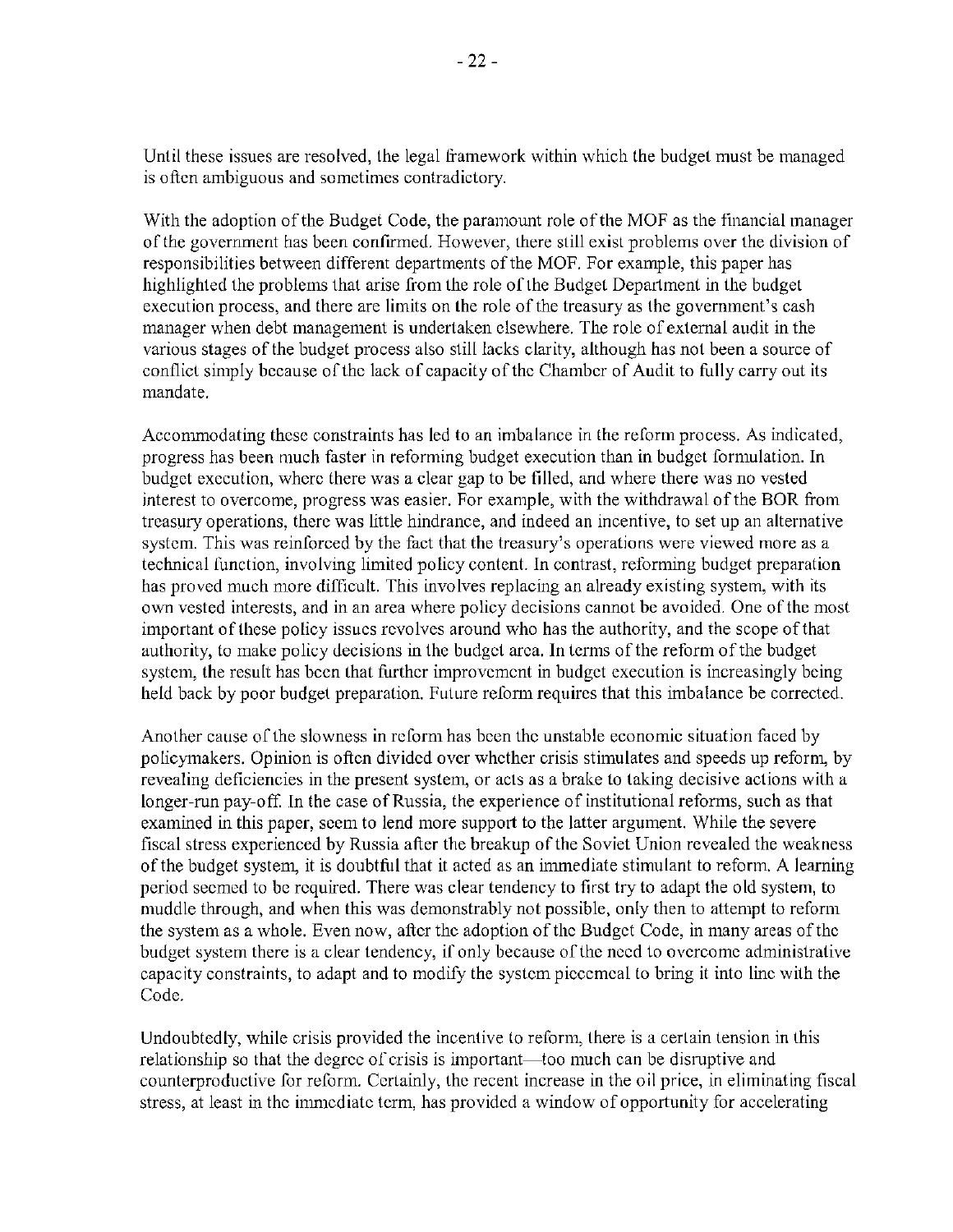Until these issues are resolved, the legal framework within which the budget must be managed is often ambiguous and sometimes contradictory.

With the adoption of the Budget Code, the paramount role of the MOF as the financial manager of the government has been confirmed. However, there still exist problems over the division of responsibilities between different departments of the MOF. For example, this paper has highlighted the problems that arise from the role of the Budget Department in the budget execution process, and there are limits on the role of the treasury as the government's cash manager when debt management is undertaken elsewhere. The role of external audit in the various stages of the budget process also still lacks clarity, although has not been a source of conflict simply because of the lack of capacity of the Chamber of Audit to fully carry out its mandate.

Accommodating these constraints has led to an imbalance in the reform process. As indicated, progress has been much faster in reforming budget execution than in budget formulation. In budget execution, where there was a clear gap to be filled, and where there was no vested interest to overcome, progress was easier. For example, with the withdrawal of the BOR from treasury operations, there was little hindrance, and indeed an incentive, to set up an alternative system. This was reinforced by the fact that the treasury's operations were viewed more as a technical function, involving limited policy content. In contrast, reforming budget preparation has proved much more difficult. This involves replacing an already existing system, with its own vested interests, and in an area where policy decisions cannot be avoided. One of the most important of these policy issues revolves around who has the authority, and the scope of that authority, to make policy decisions in the budget area. In terms of the reform of the budget system, the result has been that further improvement in budget execution is increasingly being held back by poor budget preparation. Future reform requires that this imbalance be corrected.

Another cause of the slowness in reform has been the unstable economic situation faced by policymakers. Opinion is often divided over whether crisis stimulates and speeds up reform, by revealing deficiencies in the present system, or acts as a brake to taking decisive actions with a longer-run pay-off. In the case of Russia, the experience of institutional reforms, such as that examined in this paper, seem to lend more support to the latter argument. While the severe fiscal stress experienced by Russia after the breakup of the Soviet Union revealed the weakness of the budget system, it is doubtful that it acted as an immediate stimulant to reform. A learning period seemed to be required. There was clear tendency to first try to adapt the old system, to muddle through, and when this was demonstrably not possible, only then to attempt to reform the system as a whole. Even now, after the adoption of the Budget Code, in many areas of the budget system there is a clear tendency, if only because of the need to overcome administrative capacity constraints, to adapt and to modify the system piecemeal to bring it into line with the Code.

Undoubtedly, while crisis provided the incentive to reform, there is a certain tension in this relationship so that the degree of crisis is important—too much can be disruptive and counterproductive for reform. Certainly, the recent increase in the oil price, in eliminating fiscal stress, at least in the immediate term, has provided a window of opportunity for accelerating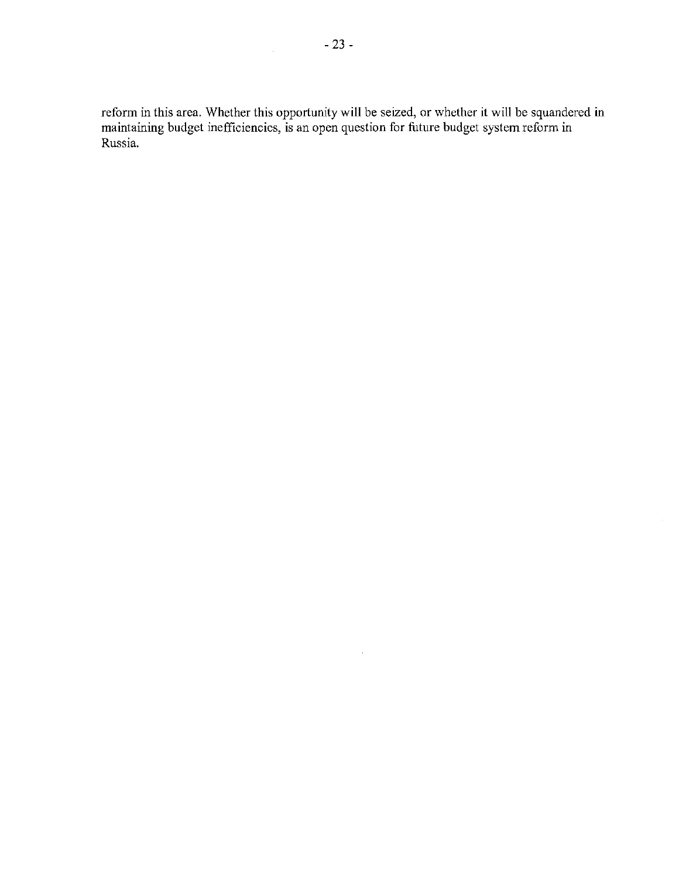reform in this area. Whether this opportunity will be seized, or whether it will be squandered in maintaining budget inefficiencies, is an open question for future budget system reform in Russia.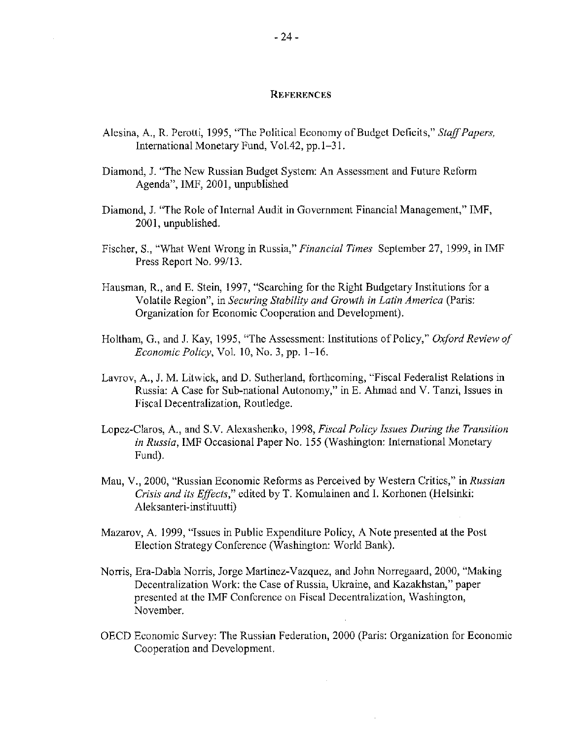## References

Alesina, A., R. Perotti, 1995, "The Political Economy of Budget Deficits," *Staff Papers*, International Monetary Fund, Vol.42, pp.1–31.

Diamond, J. "The New Russian Budget System: An Assessment and Future Reform Agenda", IMF, 2001, unpublished

Diamond, J. "The Role of Internal Audit in Government Financial Management," IMF, 2001, unpublished.

Fischer, S., "What Went Wrong in Russia," *Financial Times* September 27, 1999, in IMF Press Report No. 99/13.

Hausman, R., and E. Stein, 1997, "Searching for the Right Budgetary Institutions for a Volatile Region", in *Securing Stability and Growth in Latin America* (Paris: Organization for Economic Cooperation and Development).

Holtham, G., and J. Kay, 1995, "The Assessment: Institutions of Policy," *Oxford Review of Economic Policy*, Vol. 10, No. 3, pp. 1–16.

Lavrov, A., J. M. Litwick, and D. Sutherland, forthcoming, "Fiscal Federalist Relations in Russia: A Case for Sub-national Autonomy," in E. Ahmad and V. Tanzi, Issues in Fiscal Decentralization, Routledge.

Lopez-Claros, A., and S.V. Alexashenko, 1998, *Fiscal Policy Issues During the Transition in Russia*, IMF Occasional Paper No. 155 (Washington: International Monetary Fund).

Mau, V., 2000, "Russian Economic Reforms as Perceived by Western Critics," in *Russian Crisis and its Effects*," edited by T. Komulainen and I. Korhonen (Helsinki: Aleksanteri-instituutti)

Mazarov, A. 1999, "Issues in Public Expenditure Policy, A Note presented at the Post Election Strategy Conference (Washington: World Bank).

Norris, Era-Dabla Norris, Jorge Martinez-Vazquez, and John Norregaard, 2000, "Making Decentralization Work: the Case of Russia, Ukraine, and Kazakhstan," paper presented at the IMF Conference on Fiscal Decentralization, Washington, November.

OECD Economic Survey: The Russian Federation, 2000 (Paris: Organization for Economic Cooperation and Development.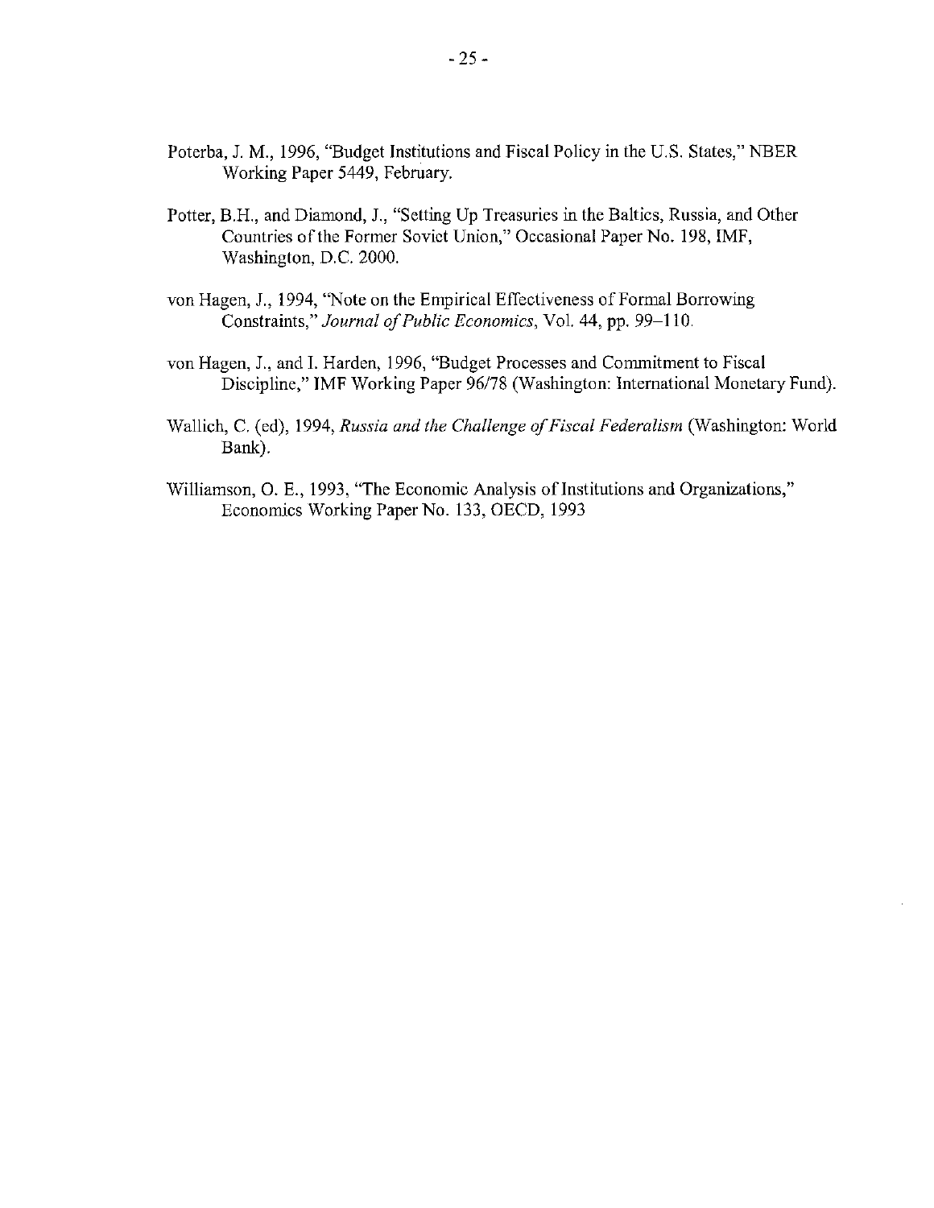Poterba, J. M., 1996, "Budget Institutions and Fiscal Policy in the U.S. States," NBER Working Paper 5449, February.

Potter, B.H., and Diamond, J., "Setting Up Treasuries in the Baltics, Russia, and Other Countries of the Former Soviet Union," Occasional Paper No. 198, IMF, Washington, D.C. 2000.

von Hagen, J., 1994, "Note on the Empirical Effectiveness of Formal Borrowing Constraints," *Journal of Public Economics*, Vol. 44, pp. 99–110.

von Hagen, J., and I. Harden, 1996, "Budget Processes and Commitment to Fiscal Discipline," IMF Working Paper 96/78 (Washington: International Monetary Fund).

Wallich, C. (ed), 1994, *Russia and the Challenge of Fiscal Federalism* (Washington: World Bank).

Williamson, O. E., 1993, "The Economic Analysis of Institutions and Organizations," Economics Working Paper No. 133, OECD, 1993